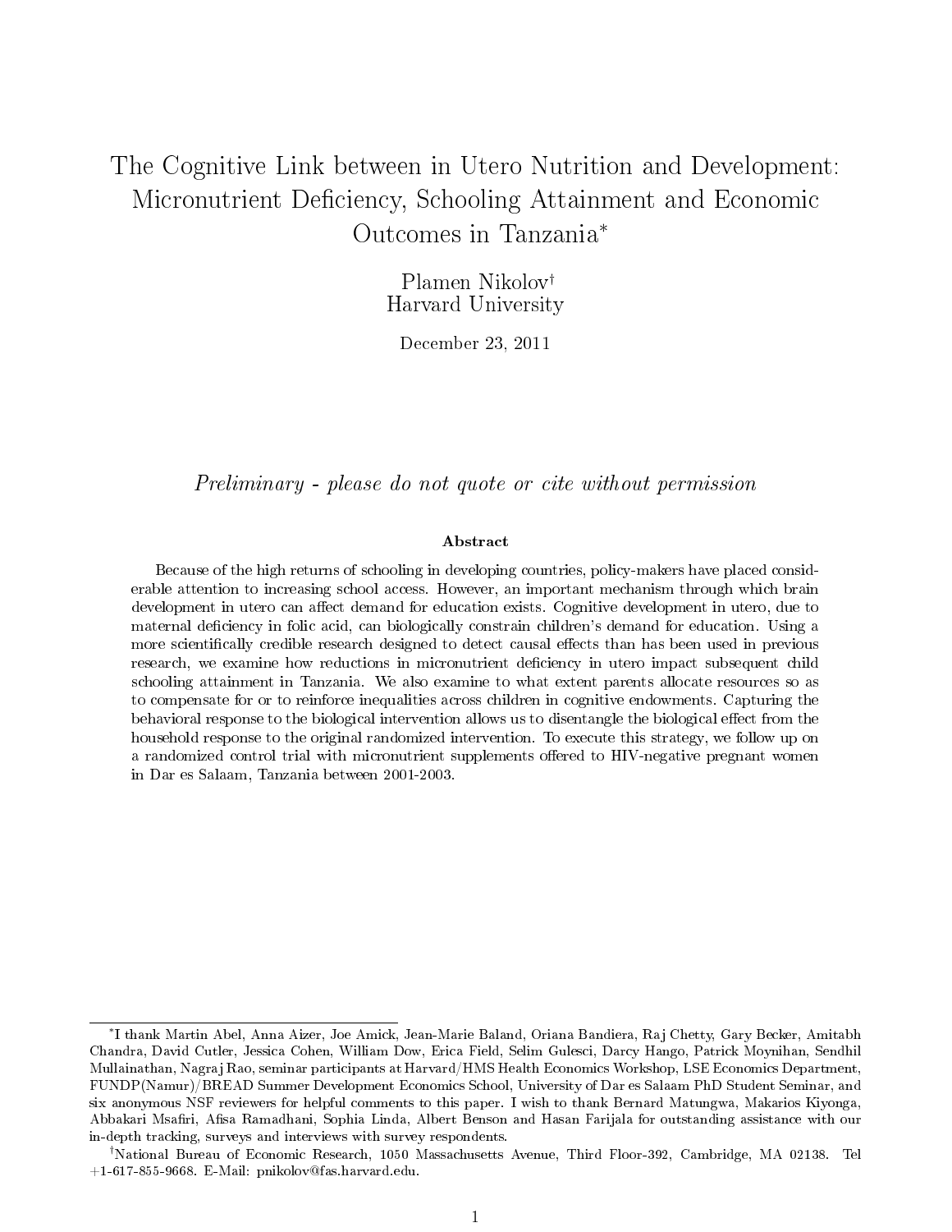# The Cognitive Link between in Utero Nutrition and Development: Micronutrient Deficiency, Schooling Attainment and Economic Outcomes in Tanzania*

Plamen Nikolov†
Harvard University

December 23, 2011

*Preliminary - please do not quote or cite without permission*

**Abstract**

Because of the high returns of schooling in developing countries, policy-makers have placed considerable attention to increasing school access. However, an important mechanism through which brain development in utero can affect demand for education exists. Cognitive development in utero, due to maternal deficiency in folic acid, can biologically constrain children's demand for education. Using a more scientifically credible research designed to detect causal effects than has been used in previous research, we examine how reductions in micronutrient deficiency in utero impact subsequent child schooling attainment in Tanzania. We also examine to what extent parents allocate resources so as to compensate for or to reinforce inequalities across children in cognitive endowments. Capturing the behavioral response to the biological intervention allows us to disentangle the biological effect from the household response to the original randomized intervention. To execute this strategy, we follow up on a randomized control trial with micronutrient supplements offered to HIV-negative pregnant women in Dar es Salaam, Tanzania between 2001-2003.

---

*I thank Martin Abel, Anna Aizer, Joe Amick, Jean-Marie Baland, Oriana Bandiera, Raj Chetty, Gary Becker, Amitabh Chandra, David Cutler, Jessica Cohen, William Dow, Erica Field, Selim Gulesci, Darcy Hango, Patrick Moynihan, Sendhil Mullainathan, Nagraj Rao, seminar participants at Harvard/HMS Health Economics Workshop, LSE Economics Department, FUNDP(Namur)/BREAD Summer Development Economics School, University of Dar es Salaam PhD Student Seminar, and six anonymous NSF reviewers for helpful comments to this paper. I wish to thank Bernard Matungwa, Makarios Kiyonga, Abbakari Msafiri, Afisa Ramadhani, Sophia Linda, Albert Benson and Hasan Farijala for outstanding assistance with our in-depth tracking, surveys and interviews with survey respondents.

†National Bureau of Economic Research, 1050 Massachusetts Avenue, Third Floor-392, Cambridge, MA 02138. Tel +1-617-855-9668. E-Mail: pnikolov@fas.harvard.edu.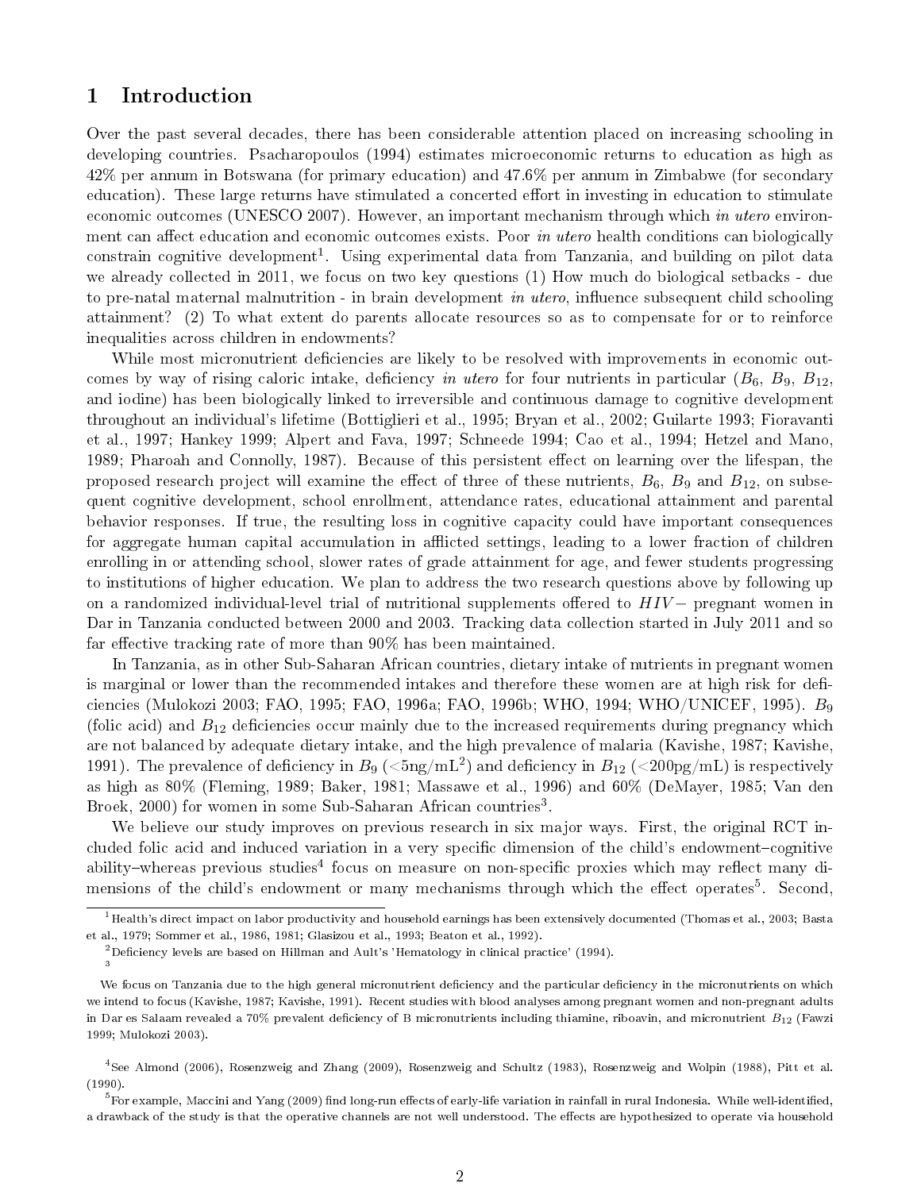# 1 Introduction

Over the past several decades, there has been considerable attention placed on increasing schooling in developing countries. Psacharopoulos (1994) estimates microeconomic returns to education as high as 42% per annum in Botswana (for primary education) and 47.6% per annum in Zimbabwe (for secondary education). These large returns have stimulated a concerted effort in investing in education to stimulate economic outcomes (UNESCO 2007). However, an important mechanism through which *in utero* environment can affect education and economic outcomes exists. Poor *in utero* health conditions can biologically constrain cognitive development[1]. Using experimental data from Tanzania, and building on pilot data we already collected in 2011, we focus on two key questions (1) How much do biological setbacks - due to pre-natal maternal malnutrition - in brain development *in utero*, influence subsequent child schooling attainment? (2) To what extent do parents allocate resources so as to compensate for or to reinforce inequalities across children in endowments?

While most micronutrient deficiencies are likely to be resolved with improvements in economic outcomes by way of rising caloric intake, deficiency *in utero* for four nutrients in particular ($B_6$, $B_9$, $B_{12}$, and iodine) has been biologically linked to irreversible and continuous damage to cognitive development throughout an individual's lifetime (Bottiglieri et al., 1995; Bryan et al., 2002; Guilarte 1993; Fioravanti et al., 1997; Hankey 1999; Alpert and Fava, 1997; Schneede 1994; Cao et al., 1994; Hetzel and Mano, 1989; Pharoah and Connolly, 1987). Because of this persistent effect on learning over the lifespan, the proposed research project will examine the effect of three of these nutrients, $B_6$, $B_9$ and $B_{12}$, on subsequent cognitive development, school enrollment, attendance rates, educational attainment and parental behavior responses. If true, the resulting loss in cognitive capacity could have important consequences for aggregate human capital accumulation in afflicted settings, leading to a lower fraction of children enrolling in or attending school, slower rates of grade attainment for age, and fewer students progressing to institutions of higher education. We plan to address the two research questions above by following up on a randomized individual-level trial of nutritional supplements offered to $HIV-$ pregnant women in Dar in Tanzania conducted between 2000 and 2003. Tracking data collection started in July 2011 and so far effective tracking rate of more than 90% has been maintained.

In Tanzania, as in other Sub-Saharan African countries, dietary intake of nutrients in pregnant women is marginal or lower than the recommended intakes and therefore these women are at high risk for deficiencies (Mulokozi 2003; FAO, 1995; FAO, 1996a; FAO, 1996b; WHO, 1994; WHO/UNICEF, 1995). $B_9$ (folic acid) and $B_{12}$ deficiencies occur mainly due to the increased requirements during pregnancy which are not balanced by adequate dietary intake, and the high prevalence of malaria (Kavishe, 1987; Kavishe, 1991). The prevalence of deficiency in $B_9$ (<5ng/mL[2]) and deficiency in $B_{12}$ (<200pg/mL) is respectively as high as 80% (Fleming, 1989; Baker, 1981; Massawe et al., 1996) and 60% (DeMayer, 1985; Van den Broek, 2000) for women in some Sub-Saharan African countries[3].

We believe our study improves on previous research in six major ways. First, the original RCT included folic acid and induced variation in a very specific dimension of the child's endowment–cognitive ability–whereas previous studies[4] focus on measure on non-specific proxies which may reflect many dimensions of the child's endowment or many mechanisms through which the effect operates[5]. Second,

---

[1] Health's direct impact on labor productivity and household earnings has been extensively documented (Thomas et al., 2003; Basta et al., 1979; Sommer et al., 1986, 1981; Glasizou et al., 1993; Beaton et al., 1992).

[2] Deficiency levels are based on Hillman and Ault's 'Hematology in clinical practice' (1994).

[3] We focus on Tanzania due to the high general micronutrient deficiency and the particular deficiency in the micronutrients on which we intend to focus (Kavishe, 1987; Kavishe, 1991). Recent studies with blood analyses among pregnant women and non-pregnant adults in Dar es Salaam revealed a 70% prevalent deficiency of B micronutrients including thiamine, riboavin, and micronutrient $B_{12}$ (Fawzi 1999; Mulokozi 2003).

[4] See Almond (2006), Rosenzweig and Zhang (2009), Rosenzweig and Schultz (1983), Rosenzweig and Wolpin (1988), Pitt et al. (1990).

[5] For example, Maccini and Yang (2009) find long-run effects of early-life variation in rainfall in rural Indonesia. While well-identified, a drawback of the study is that the operative channels are not well understood. The effects are hypothesized to operate via household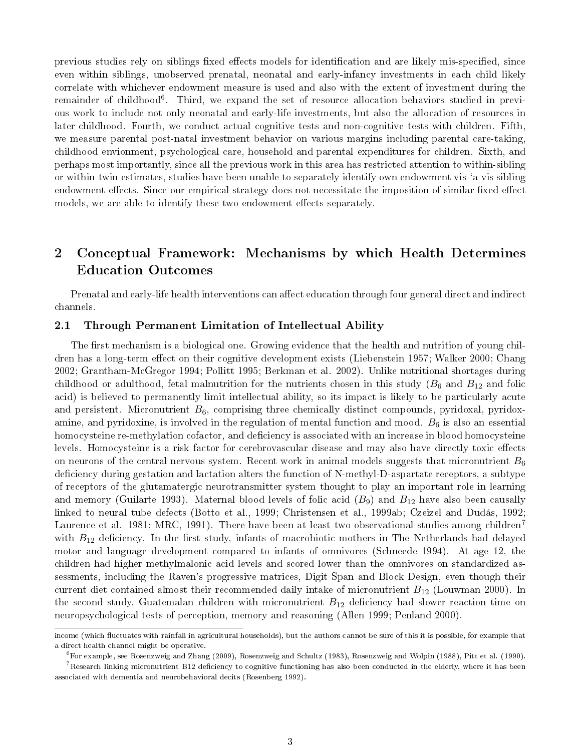previous studies rely on siblings fixed effects models for identification and are likely mis-specified, since even within siblings, unobserved prenatal, neonatal and early-infancy investments in each child likely correlate with whichever endowment measure is used and also with the extent of investment during the remainder of childhood[6]. Third, we expand the set of resource allocation behaviors studied in previous work to include not only neonatal and early-life investments, but also the allocation of resources in later childhood. Fourth, we conduct actual cognitive tests and non-cognitive tests with children. Fifth, we measure parental post-natal investment behavior on various margins including parental care-taking, childhood envionment, psychological care, household and parental expenditures for children. Sixth, and perhaps most importantly, since all the previous work in this area has restricted attention to within-sibling or within-twin estimates, studies have been unable to separately identify own endowment vis-'a-vis sibling endowment effects. Since our empirical strategy does not necessitate the imposition of similar fixed effect models, we are able to identify these two endowment effects separately.

## 2 Conceptual Framework: Mechanisms by which Health Determines Education Outcomes

Prenatal and early-life health interventions can affect education through four general direct and indirect channels.

### 2.1 Through Permanent Limitation of Intellectual Ability

The first mechanism is a biological one. Growing evidence that the health and nutrition of young children has a long-term effect on their cognitive development exists (Liebenstein 1957; Walker 2000; Chang 2002; Grantham-McGregor 1994; Pollitt 1995; Berkman et al. 2002). Unlike nutritional shortages during childhood or adulthood, fetal malnutrition for the nutrients chosen in this study ($B_6$ and $B_{12}$ and folic acid) is believed to permanently limit intellectual ability, so its impact is likely to be particularly acute and persistent. Micronutrient $B_6$, comprising three chemically distinct compounds, pyridoxal, pyridoxamine, and pyridoxine, is involved in the regulation of mental function and mood. $B_6$ is also an essential homocysteine re-methylation cofactor, and deficiency is associated with an increase in blood homocysteine levels. Homocysteine is a risk factor for cerebrovascular disease and may also have directly toxic effects on neurons of the central nervous system. Recent work in animal models suggests that micronutrient $B_6$ deficiency during gestation and lactation alters the function of N-methyl-D-aspartate receptors, a subtype of receptors of the glutamatergic neurotransmitter system thought to play an important role in learning and memory (Guilarte 1993). Maternal blood levels of folic acid ($B_9$) and $B_{12}$ have also been causally linked to neural tube defects (Botto et al., 1999; Christensen et al., 1999ab; Czeizel and Dudás, 1992; Laurence et al. 1981; MRC, 1991). There have been at least two observational studies among children[7] with $B_{12}$ deficiency. In the first study, infants of macrobiotic mothers in The Netherlands had delayed motor and language development compared to infants of omnivores (Schneede 1994). At age 12, the children had higher methylmalonic acid levels and scored lower than the omnivores on standardized assessments, including the Raven's progressive matrices, Digit Span and Block Design, even though their current diet contained almost their recommended daily intake of micronutrient $B_{12}$ (Louwman 2000). In the second study, Guatemalan children with micronutrient $B_{12}$ deficiency had slower reaction time on neuropsychological tests of perception, memory and reasoning (Allen 1999; Penland 2000).

---

income (which fluctuates with rainfall in agricultural households), but the authors cannot be sure of this it is possible, for example that a direct health channel might be operative.

[6] For example, see Rosenzweig and Zhang (2009), Rosenzweig and Schultz (1983), Rosenzweig and Wolpin (1988), Pitt et al. (1990).

[7] Research linking micronutrient B12 deficiency to cognitive functioning has also been conducted in the elderly, where it has been associated with dementia and neurobehavioral decits (Rosenberg 1992).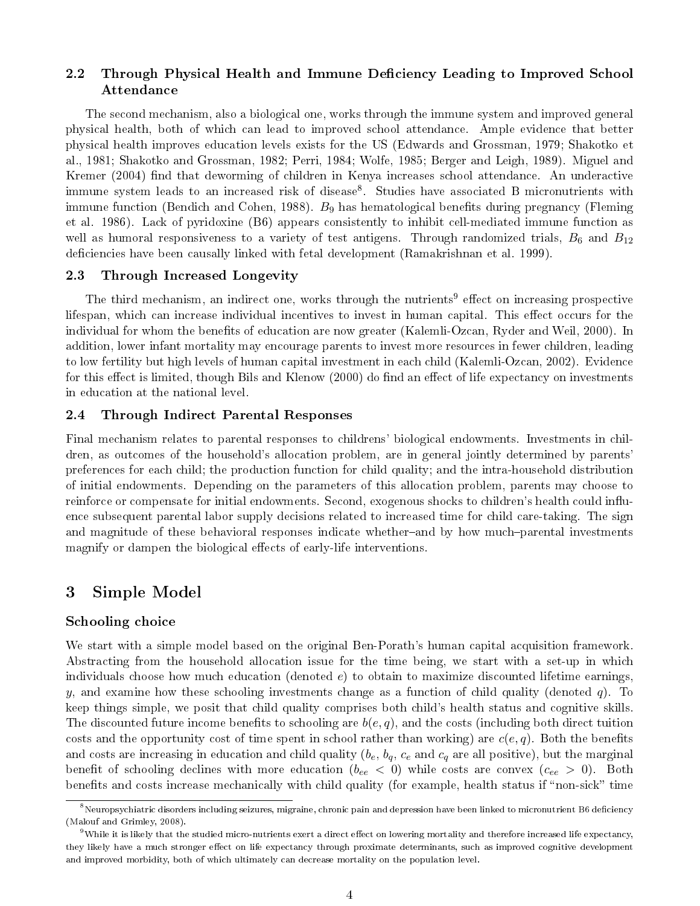### 2.2 Through Physical Health and Immune Deficiency Leading to Improved School Attendance

The second mechanism, also a biological one, works through the immune system and improved general physical health, both of which can lead to improved school attendance. Ample evidence that better physical health improves education levels exists for the US (Edwards and Grossman, 1979; Shakotko et al., 1981; Shakotko and Grossman, 1982; Perri, 1984; Wolfe, 1985; Berger and Leigh, 1989). Miguel and Kremer (2004) find that deworming of children in Kenya increases school attendance. An underactive immune system leads to an increased risk of disease[8]. Studies have associated B micronutrients with immune function (Bendich and Cohen, 1988). $B_9$ has hematological benefits during pregnancy (Fleming et al. 1986). Lack of pyridoxine (B6) appears consistently to inhibit cell-mediated immune function as well as humoral responsiveness to a variety of test antigens. Through randomized trials, $B_6$ and $B_{12}$ deficiencies have been causally linked with fetal development (Ramakrishnan et al. 1999).

### 2.3 Through Increased Longevity

The third mechanism, an indirect one, works through the nutrients[9] effect on increasing prospective lifespan, which can increase individual incentives to invest in human capital. This effect occurs for the individual for whom the benefits of education are now greater (Kalemli-Ozcan, Ryder and Weil, 2000). In addition, lower infant mortality may encourage parents to invest more resources in fewer children, leading to low fertility but high levels of human capital investment in each child (Kalemli-Ozcan, 2002). Evidence for this effect is limited, though Bils and Klenow (2000) do find an effect of life expectancy on investments in education at the national level.

### 2.4 Through Indirect Parental Responses

Final mechanism relates to parental responses to childrens' biological endowments. Investments in children, as outcomes of the household's allocation problem, are in general jointly determined by parents' preferences for each child; the production function for child quality; and the intra-household distribution of initial endowments. Depending on the parameters of this allocation problem, parents may choose to reinforce or compensate for initial endowments. Second, exogenous shocks to children's health could influence subsequent parental labor supply decisions related to increased time for child care-taking. The sign and magnitude of these behavioral responses indicate whether–and by how much–parental investments magnify or dampen the biological effects of early-life interventions.

## 3 Simple Model

### Schooling choice

We start with a simple model based on the original Ben-Porath's human capital acquisition framework. Abstracting from the household allocation issue for the time being, we start with a set-up in which individuals choose how much education (denoted $e$) to obtain to maximize discounted lifetime earnings, $y$, and examine how these schooling investments change as a function of child quality (denoted $q$). To keep things simple, we posit that child quality comprises both child's health status and cognitive skills. The discounted future income benefits to schooling are $b(e, q)$, and the costs (including both direct tuition costs and the opportunity cost of time spent in school rather than working) are $c(e, q)$. Both the benefits and costs are increasing in education and child quality ($b_e$, $b_q$, $c_e$ and $c_q$ are all positive), but the marginal benefit of schooling declines with more education ($b_{ee} < 0$) while costs are convex ($c_{ee} > 0$). Both benefits and costs increase mechanically with child quality (for example, health status if "non-sick" time

[8] Neuropsychiatric disorders including seizures, migraine, chronic pain and depression have been linked to micronutrient B6 deficiency (Malouf and Grimley, 2008).

[9] While it is likely that the studied micro-nutrients exert a direct effect on lowering mortality and therefore increased life expectancy, they likely have a much stronger effect on life expectancy through proximate determinants, such as improved cognitive development and improved morbidity, both of which ultimately can decrease mortality on the population level.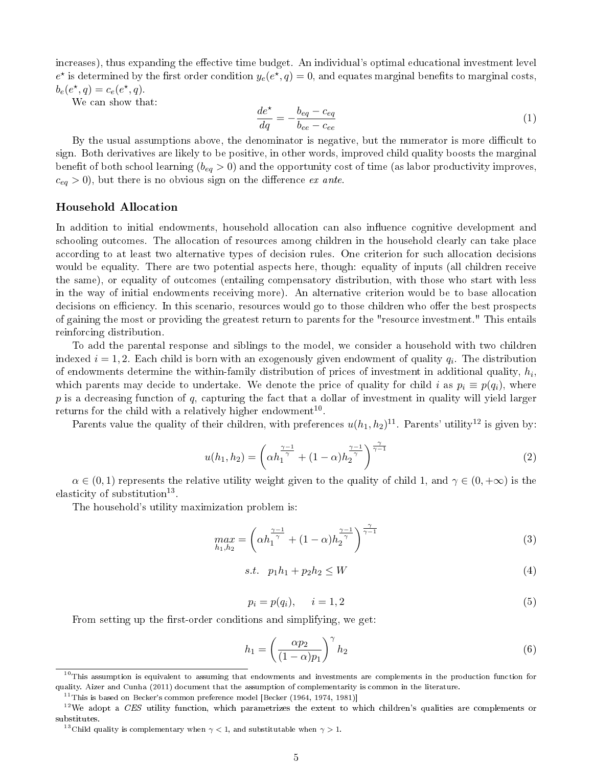increases), thus expanding the effective time budget. An individual's optimal educational investment level $e^\star$ is determined by the first order condition $y_e(e^\star, q) = 0$, and equates marginal benefits to marginal costs, $b_e(e^\star, q) = c_e(e^\star, q)$.

We can show that:

$$\frac{de^\star}{dq} = -\frac{b_{eq} - c_{eq}}{b_{ee} - c_{ee}} \tag{1}$$

By the usual assumptions above, the denominator is negative, but the numerator is more difficult to sign. Both derivatives are likely to be positive, in other words, improved child quality boosts the marginal benefit of both school learning ($b_{eq} > 0$) and the opportunity cost of time (as labor productivity improves, $c_{eq} > 0$), but there is no obvious sign on the difference *ex ante*.

### Household Allocation

In addition to initial endowments, household allocation can also influence cognitive development and schooling outcomes. The allocation of resources among children in the household clearly can take place according to at least two alternative types of decision rules. One criterion for such allocation decisions would be equality. There are two potential aspects here, though: equality of inputs (all children receive the same), or equality of outcomes (entailing compensatory distribution, with those who start with less in the way of initial endowments receiving more). An alternative criterion would be to base allocation decisions on efficiency. In this scenario, resources would go to those children who offer the best prospects of gaining the most or providing the greatest return to parents for the "resource investment." This entails reinforcing distribution.

To add the parental response and siblings to the model, we consider a household with two children indexed $i = 1, 2$. Each child is born with an exogenously given endowment of quality $q_i$. The distribution of endowments determine the within-family distribution of prices of investment in additional quality, $h_i$, which parents may decide to undertake. We denote the price of quality for child $i$ as $p_i \equiv p(q_i)$, where $p$ is a decreasing function of $q$, capturing the fact that a dollar of investment in quality will yield larger returns for the child with a relatively higher endowment[10].

Parents value the quality of their children, with preferences $u(h_1, h_2)$[11]. Parents' utility[12] is given by:

$$u(h_1, h_2) = \left(\alpha h_1^{\frac{\gamma-1}{\gamma}} + (1-\alpha) h_2^{\frac{\gamma-1}{\gamma}}\right)^{\frac{\gamma}{\gamma-1}} \tag{2}$$

$\alpha \in (0, 1)$ represents the relative utility weight given to the quality of child 1, and $\gamma \in (0, +\infty)$ is the elasticity of substitution[13].

The household's utility maximization problem is:

$$\max_{h_1, h_2} = \left(\alpha h_1^{\frac{\gamma-1}{\gamma}} + (1-\alpha) h_2^{\frac{\gamma-1}{\gamma}}\right)^{\frac{\gamma}{\gamma-1}} \tag{3}$$

$$s.t. \quad p_1 h_1 + p_2 h_2 \leq W \tag{4}$$

$$p_i = p(q_i), \qquad i = 1, 2 \tag{5}$$

From setting up the first-order conditions and simplifying, we get:

$$h_1 = \left(\frac{\alpha p_2}{(1-\alpha) p_1}\right)^{\gamma} h_2 \tag{6}$$

[10] This assumption is equivalent to assuming that endowments and investments are complements in the production function for quality. Aizer and Cunha (2011) document that the assumption of complementarity is common in the literature.

[11] This is based on Becker's common preference model [Becker (1964, 1974, 1981)]

[12] We adopt a *CES* utility function, which parametrizes the extent to which children's qualities are complements or substitutes.

[13] Child quality is complementary when $\gamma < 1$, and substitutable when $\gamma > 1$.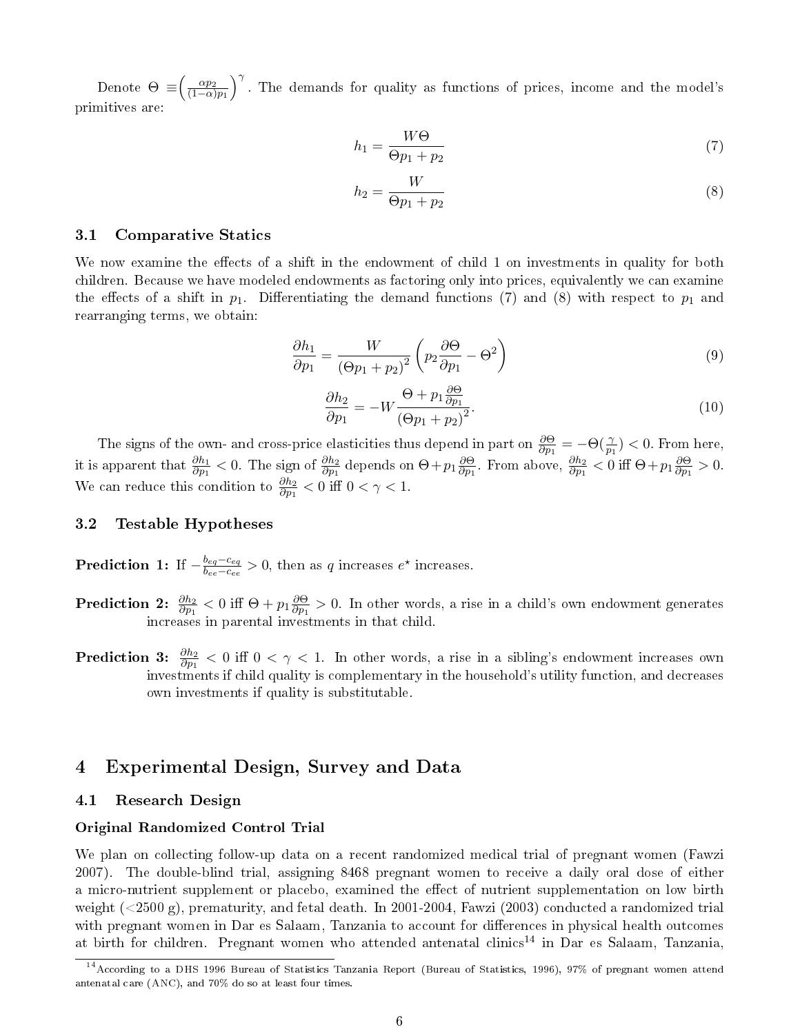Denote $\Theta \equiv \left(\frac{\alpha p_2}{(1-\alpha)p_1}\right)^{\gamma}$. The demands for quality as functions of prices, income and the model's primitives are:

$$h_1 = \frac{W\Theta}{\Theta p_1 + p_2} \tag{7}$$

$$h_2 = \frac{W}{\Theta p_1 + p_2} \tag{8}$$

### 3.1 Comparative Statics

We now examine the effects of a shift in the endowment of child 1 on investments in quality for both children. Because we have modeled endowments as factoring only into prices, equivalently we can examine the effects of a shift in $p_1$. Differentiating the demand functions (7) and (8) with respect to $p_1$ and rearranging terms, we obtain:

$$\frac{\partial h_1}{\partial p_1} = \frac{W}{(\Theta p_1 + p_2)^2}\left(p_2 \frac{\partial \Theta}{\partial p_1} - \Theta^2\right) \tag{9}$$

$$\frac{\partial h_2}{\partial p_1} = -W \frac{\Theta + p_1 \frac{\partial \Theta}{\partial p_1}}{(\Theta p_1 + p_2)^2}. \tag{10}$$

The signs of the own- and cross-price elasticities thus depend in part on $\frac{\partial \Theta}{\partial p_1} = -\Theta(\frac{\gamma}{p_1}) < 0$. From here, it is apparent that $\frac{\partial h_1}{\partial p_1} < 0$. The sign of $\frac{\partial h_2}{\partial p_1}$ depends on $\Theta + p_1 \frac{\partial \Theta}{\partial p_1}$. From above, $\frac{\partial h_2}{\partial p_1} < 0$ iff $\Theta + p_1 \frac{\partial \Theta}{\partial p_1} > 0$. We can reduce this condition to $\frac{\partial h_2}{\partial p_1} < 0$ iff $0 < \gamma < 1$.

### 3.2 Testable Hypotheses

**Prediction 1:** If $-\frac{b_{eq} - c_{eq}}{b_{ee} - c_{ee}} > 0$, then as $q$ increases $e^{\star}$ increases.

**Prediction 2:** $\frac{\partial h_2}{\partial p_1} < 0$ iff $\Theta + p_1 \frac{\partial \Theta}{\partial p_1} > 0$. In other words, a rise in a child's own endowment generates increases in parental investments in that child.

**Prediction 3:** $\frac{\partial h_2}{\partial p_1} < 0$ iff $0 < \gamma < 1$. In other words, a rise in a sibling's endowment increases own investments if child quality is complementary in the household's utility function, and decreases own investments if quality is substitutable.

## 4 Experimental Design, Survey and Data

### 4.1 Research Design

**Original Randomized Control Trial**

We plan on collecting follow-up data on a recent randomized medical trial of pregnant women (Fawzi 2007). The double-blind trial, assigning 8468 pregnant women to receive a daily oral dose of either a micro-nutrient supplement or placebo, examined the effect of nutrient supplementation on low birth weight (<2500 g), prematurity, and fetal death. In 2001-2004, Fawzi (2003) conducted a randomized trial with pregnant women in Dar es Salaam, Tanzania to account for differences in physical health outcomes at birth for children. Pregnant women who attended antenatal clinics[14] in Dar es Salaam, Tanzania,

[14] According to a DHS 1996 Bureau of Statistics Tanzania Report (Bureau of Statistics, 1996), 97% of pregnant women attend antenatal care (ANC), and 70% do so at least four times.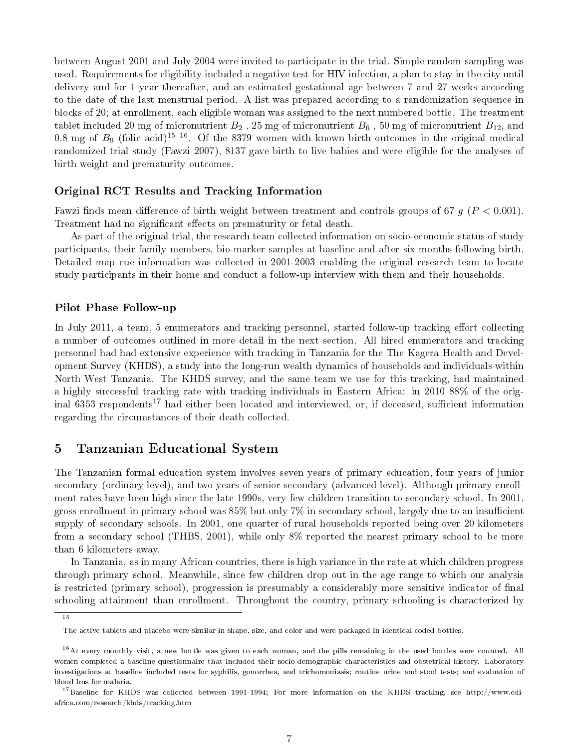between August 2001 and July 2004 were invited to participate in the trial. Simple random sampling was used. Requirements for eligibility included a negative test for HIV infection, a plan to stay in the city until delivery and for 1 year thereafter, and an estimated gestational age between 7 and 27 weeks according to the date of the last menstrual period. A list was prepared according to a randomization sequence in blocks of 20; at enrollment, each eligible woman was assigned to the next numbered bottle. The treatment tablet included 20 mg of micronutrient $B_2$ , 25 mg of micronutrient $B_6$ , 50 mg of micronutrient $B_{12}$, and 0.8 mg of $B_9$ (folic acid)[15] [16]. Of the 8379 women with known birth outcomes in the original medical randomized trial study (Fawzi 2007), 8137 gave birth to live babies and were eligible for the analyses of birth weight and prematurity outcomes.

### Original RCT Results and Tracking Information

Fawzi finds mean difference of birth weight between treatment and controls groups of 67 $g$ ($P < 0.001$). Treatment had no significant effects on prematurity or fetal death.

As part of the original trial, the research team collected information on socio-economic status of study participants, their family members, bio-marker samples at baseline and after six months following birth. Detailed map cue information was collected in 2001-2003 enabling the original research team to locate study participants in their home and conduct a follow-up interview with them and their households.

### Pilot Phase Follow-up

In July 2011, a team, 5 enumerators and tracking personnel, started follow-up tracking effort collecting a number of outcomes outlined in more detail in the next section. All hired enumerators and tracking personnel had had extensive experience with tracking in Tanzania for the The Kagera Health and Development Survey (KHDS), a study into the long-run wealth dynamics of households and individuals within North West Tanzania. The KHDS survey, and the same team we use for this tracking, had maintained a highly successful tracking rate with tracking individuals in Eastern Africa: in 2010 88% of the original 6353 respondents[17] had either been located and interviewed, or, if deceased, sufficient information regarding the circumstances of their death collected.

## 5 Tanzanian Educational System

The Tanzanian formal education system involves seven years of primary education, four years of junior secondary (ordinary level), and two years of senior secondary (advanced level). Although primary enrollment rates have been high since the late 1990s, very few children transition to secondary school. In 2001, gross enrollment in primary school was 85% but only 7% in secondary school, largely due to an insufficient supply of secondary schools. In 2001, one quarter of rural households reported being over 20 kilometers from a secondary school (THBS, 2001), while only 8% reported the nearest primary school to be more than 6 kilometers away.

In Tanzania, as in many African countries, there is high variance in the rate at which children progress through primary school. Meanwhile, since few children drop out in the age range to which our analysis is restricted (primary school), progression is presumably a considerably more sensitive indicator of final schooling attainment than enrollment. Throughout the country, primary schooling is characterized by

---

[15] The active tablets and placebo were similar in shape, size, and color and were packaged in identical coded bottles.

[16] At every monthly visit, a new bottle was given to each woman, and the pills remaining in the used bottles were counted. All women completed a baseline questionnaire that included their socio-demographic characteristics and obstetrical history. Laboratory investigations at baseline included tests for syphilis, gonorrhea, and trichomoniasis; routine urine and stool tests; and evaluation of blood lms for malaria.

[17] Baseline for KHDS was collected between 1991-1994; For more information on the KHDS tracking, see http://www.edi-africa.com/research/khds/tracking.htm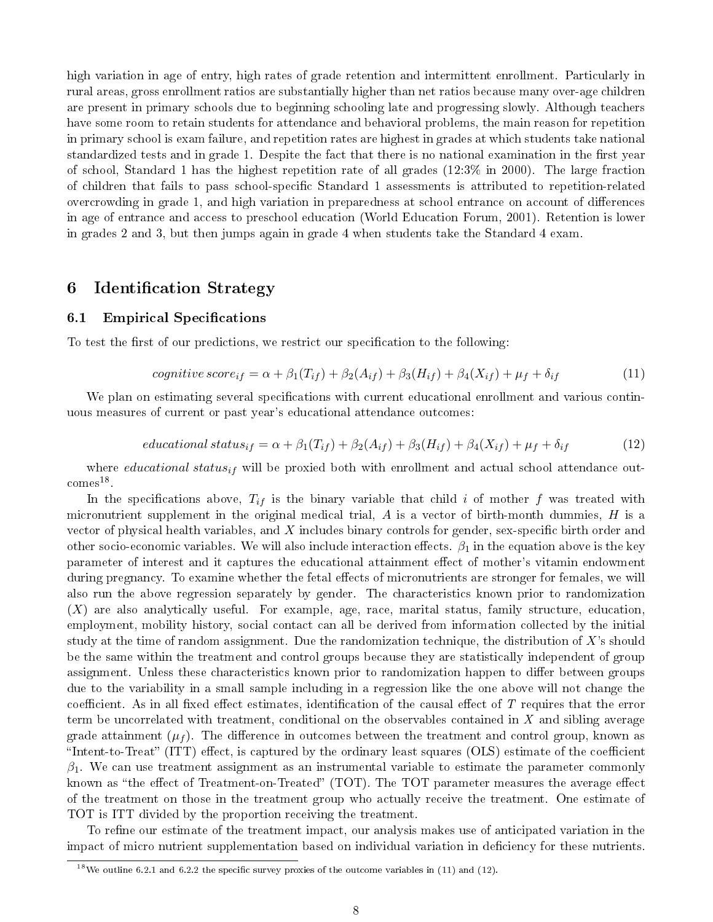high variation in age of entry, high rates of grade retention and intermittent enrollment. Particularly in rural areas, gross enrollment ratios are substantially higher than net ratios because many over-age children are present in primary schools due to beginning schooling late and progressing slowly. Although teachers have some room to retain students for attendance and behavioral problems, the main reason for repetition in primary school is exam failure, and repetition rates are highest in grades at which students take national standardized tests and in grade 1. Despite the fact that there is no national examination in the first year of school, Standard 1 has the highest repetition rate of all grades (12:3% in 2000). The large fraction of children that fails to pass school-specific Standard 1 assessments is attributed to repetition-related overcrowding in grade 1, and high variation in preparedness at school entrance on account of differences in age of entrance and access to preschool education (World Education Forum, 2001). Retention is lower in grades 2 and 3, but then jumps again in grade 4 when students take the Standard 4 exam.

# 6 Identification Strategy

## 6.1 Empirical Specifications

To test the first of our predictions, we restrict our specification to the following:

$$cognitive\ score_{if} = \alpha + \beta_1(T_{if}) + \beta_2(A_{if}) + \beta_3(H_{if}) + \beta_4(X_{if}) + \mu_f + \delta_{if} \tag{11}$$

We plan on estimating several specifications with current educational enrollment and various continuous measures of current or past year's educational attendance outcomes:

$$educational\ status_{if} = \alpha + \beta_1(T_{if}) + \beta_2(A_{if}) + \beta_3(H_{if}) + \beta_4(X_{if}) + \mu_f + \delta_{if} \tag{12}$$

where $educational\ status_{if}$ will be proxied both with enrollment and actual school attendance outcomes[18].

In the specifications above, $T_{if}$ is the binary variable that child $i$ of mother $f$ was treated with micronutrient supplement in the original medical trial, $A$ is a vector of birth-month dummies, $H$ is a vector of physical health variables, and $X$ includes binary controls for gender, sex-specific birth order and other socio-economic variables. We will also include interaction effects. $\beta_1$ in the equation above is the key parameter of interest and it captures the educational attainment effect of mother's vitamin endowment during pregnancy. To examine whether the fetal effects of micronutrients are stronger for females, we will also run the above regression separately by gender. The characteristics known prior to randomization ($X$) are also analytically useful. For example, age, race, marital status, family structure, education, employment, mobility history, social contact can all be derived from information collected by the initial study at the time of random assignment. Due the randomization technique, the distribution of $X$'s should be the same within the treatment and control groups because they are statistically independent of group assignment. Unless these characteristics known prior to randomization happen to differ between groups due to the variability in a small sample including in a regression like the one above will not change the coefficient. As in all fixed effect estimates, identification of the causal effect of $T$ requires that the error term be uncorrelated with treatment, conditional on the observables contained in $X$ and sibling average grade attainment ($\mu_f$). The difference in outcomes between the treatment and control group, known as "Intent-to-Treat" (ITT) effect, is captured by the ordinary least squares (OLS) estimate of the coefficient $\beta_1$. We can use treatment assignment as an instrumental variable to estimate the parameter commonly known as "the effect of Treatment-on-Treated" (TOT). The TOT parameter measures the average effect of the treatment on those in the treatment group who actually receive the treatment. One estimate of TOT is ITT divided by the proportion receiving the treatment.

To refine our estimate of the treatment impact, our analysis makes use of anticipated variation in the impact of micro nutrient supplementation based on individual variation in deficiency for these nutrients.

[18] We outline 6.2.1 and 6.2.2 the specific survey proxies of the outcome variables in (11) and (12).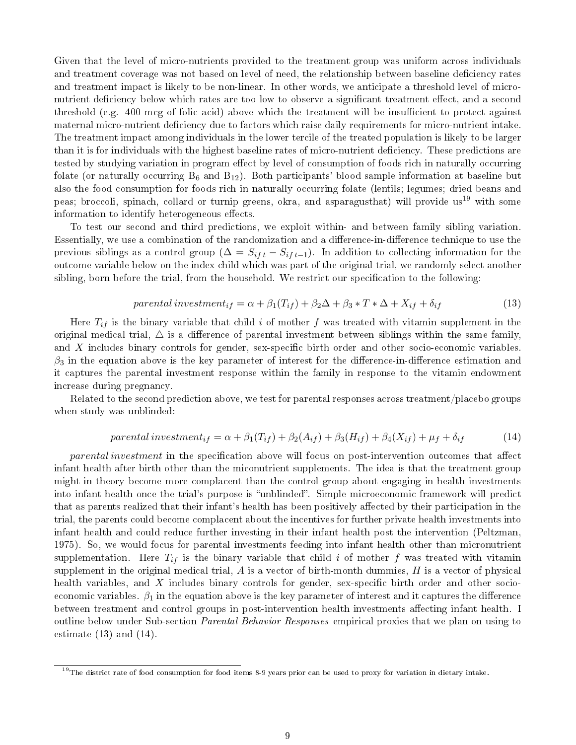Given that the level of micro-nutrients provided to the treatment group was uniform across individuals and treatment coverage was not based on level of need, the relationship between baseline deficiency rates and treatment impact is likely to be non-linear. In other words, we anticipate a threshold level of micro-nutrient deficiency below which rates are too low to observe a significant treatment effect, and a second threshold (e.g. 400 mcg of folic acid) above which the treatment will be insufficient to protect against maternal micro-nutrient deficiency due to factors which raise daily requirements for micro-nutrient intake. The treatment impact among individuals in the lower tercile of the treated population is likely to be larger than it is for individuals with the highest baseline rates of micro-nutrient deficiency. These predictions are tested by studying variation in program effect by level of consumption of foods rich in naturally occurring folate (or naturally occurring $B_6$ and $B_{12}$). Both participants' blood sample information at baseline but also the food consumption for foods rich in naturally occurring folate (lentils; legumes; dried beans and peas; broccoli, spinach, collard or turnip greens, okra, and asparagusthat) will provide us[19] with some information to identify heterogeneous effects.

To test our second and third predictions, we exploit within- and between family sibling variation. Essentially, we use a combination of the randomization and a difference-in-difference technique to use the previous siblings as a control group ($\Delta = S_{ift} - S_{ift-1}$). In addition to collecting information for the outcome variable below on the index child which was part of the original trial, we randomly select another sibling, born before the trial, from the household. We restrict our specification to the following:

$$parental\,investment_{if} = \alpha + \beta_1(T_{if}) + \beta_2\Delta + \beta_3 * T * \Delta + X_{if} + \delta_{if} \tag{13}$$

Here $T_{if}$ is the binary variable that child $i$ of mother $f$ was treated with vitamin supplement in the original medical trial, $\triangle$ is a difference of parental investment between siblings within the same family, and $X$ includes binary controls for gender, sex-specific birth order and other socio-economic variables. $\beta_3$ in the equation above is the key parameter of interest for the difference-in-difference estimation and it captures the parental investment response within the family in response to the vitamin endowment increase during pregnancy.

Related to the second prediction above, we test for parental responses across treatment/placebo groups when study was unblinded:

$$parental\,investment_{if} = \alpha + \beta_1(T_{if}) + \beta_2(A_{if}) + \beta_3(H_{if}) + \beta_4(X_{if}) + \mu_f + \delta_{if} \tag{14}$$

*parental investment* in the specification above will focus on post-intervention outcomes that affect infant health after birth other than the miconutrient supplements. The idea is that the treatment group might in theory become more complacent than the control group about engaging in health investments into infant health once the trial's purpose is "unblinded". Simple microeconomic framework will predict that as parents realized that their infant's health has been positively affected by their participation in the trial, the parents could become complacent about the incentives for further private health investments into infant health and could reduce further investing in their infant health post the intervention (Peltzman, 1975). So, we would focus for parental investments feeding into infant health other than micronutrient supplementation. Here $T_{if}$ is the binary variable that child $i$ of mother $f$ was treated with vitamin supplement in the original medical trial, $A$ is a vector of birth-month dummies, $H$ is a vector of physical health variables, and $X$ includes binary controls for gender, sex-specific birth order and other socio-economic variables. $\beta_1$ in the equation above is the key parameter of interest and it captures the difference between treatment and control groups in post-intervention health investments affecting infant health. I outline below under Sub-section *Parental Behavior Responses* empirical proxies that we plan on using to estimate (13) and (14).

[19] The district rate of food consumption for food items 8-9 years prior can be used to proxy for variation in dietary intake.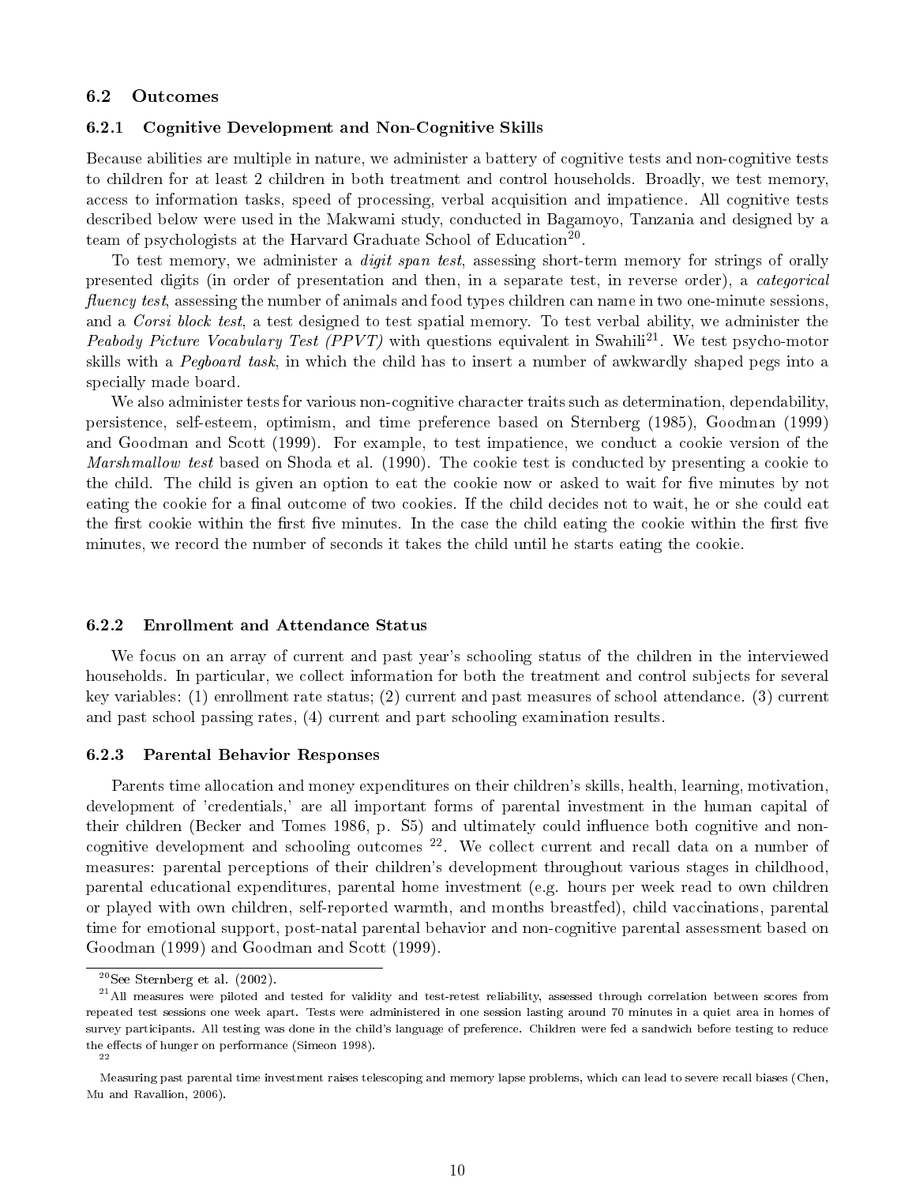## 6.2 Outcomes

### 6.2.1 Cognitive Development and Non-Cognitive Skills

Because abilities are multiple in nature, we administer a battery of cognitive tests and non-cognitive tests to children for at least 2 children in both treatment and control households. Broadly, we test memory, access to information tasks, speed of processing, verbal acquisition and impatience. All cognitive tests described below were used in the Makwami study, conducted in Bagamoyo, Tanzania and designed by a team of psychologists at the Harvard Graduate School of Education[20].

To test memory, we administer a *digit span test*, assessing short-term memory for strings of orally presented digits (in order of presentation and then, in a separate test, in reverse order), a *categorical fluency test*, assessing the number of animals and food types children can name in two one-minute sessions, and a *Corsi block test*, a test designed to test spatial memory. To test verbal ability, we administer the *Peabody Picture Vocabulary Test (PPVT)* with questions equivalent in Swahili[21]. We test psycho-motor skills with a *Pegboard task*, in which the child has to insert a number of awkwardly shaped pegs into a specially made board.

We also administer tests for various non-cognitive character traits such as determination, dependability, persistence, self-esteem, optimism, and time preference based on Sternberg (1985), Goodman (1999) and Goodman and Scott (1999). For example, to test impatience, we conduct a cookie version of the *Marshmallow test* based on Shoda et al. (1990). The cookie test is conducted by presenting a cookie to the child. The child is given an option to eat the cookie now or asked to wait for five minutes by not eating the cookie for a final outcome of two cookies. If the child decides not to wait, he or she could eat the first cookie within the first five minutes. In the case the child eating the cookie within the first five minutes, we record the number of seconds it takes the child until he starts eating the cookie.

### 6.2.2 Enrollment and Attendance Status

We focus on an array of current and past year's schooling status of the children in the interviewed households. In particular, we collect information for both the treatment and control subjects for several key variables: (1) enrollment rate status; (2) current and past measures of school attendance. (3) current and past school passing rates, (4) current and part schooling examination results.

### 6.2.3 Parental Behavior Responses

Parents time allocation and money expenditures on their children's skills, health, learning, motivation, development of 'credentials,' are all important forms of parental investment in the human capital of their children (Becker and Tomes 1986, p. S5) and ultimately could influence both cognitive and non-cognitive development and schooling outcomes [22]. We collect current and recall data on a number of measures: parental perceptions of their children's development throughout various stages in childhood, parental educational expenditures, parental home investment (e.g. hours per week read to own children or played with own children, self-reported warmth, and months breastfed), child vaccinations, parental time for emotional support, post-natal parental behavior and non-cognitive parental assessment based on Goodman (1999) and Goodman and Scott (1999).

---

[20] See Sternberg et al. (2002).

[21] All measures were piloted and tested for validity and test-retest reliability, assessed through correlation between scores from repeated test sessions one week apart. Tests were administered in one session lasting around 70 minutes in a quiet area in homes of survey participants. All testing was done in the child's language of preference. Children were fed a sandwich before testing to reduce the effects of hunger on performance (Simeon 1998).

[22] Measuring past parental time investment raises telescoping and memory lapse problems, which can lead to severe recall biases (Chen, Mu and Ravallion, 2006).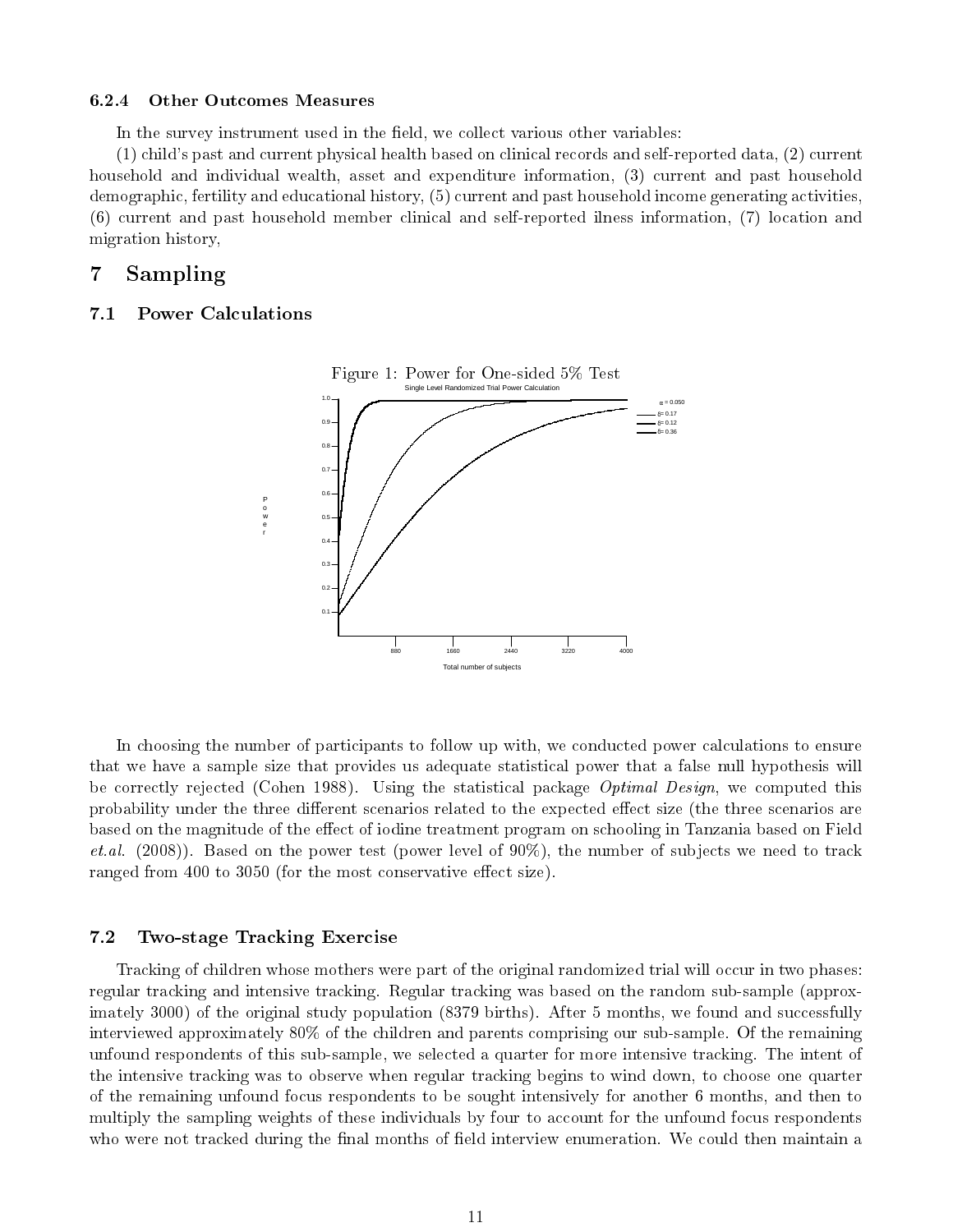#### 6.2.4 Other Outcomes Measures

In the survey instrument used in the field, we collect various other variables:

(1) child's past and current physical health based on clinical records and self-reported data, (2) current household and individual wealth, asset and expenditure information, (3) current and past household demographic, fertility and educational history, (5) current and past household income generating activities, (6) current and past household member clinical and self-reported ilness information, (7) location and migration history,

# 7 Sampling

## 7.1 Power Calculations

Figure 1: Power for One-sided 5% Test

In choosing the number of participants to follow up with, we conducted power calculations to ensure that we have a sample size that provides us adequate statistical power that a false null hypothesis will be correctly rejected (Cohen 1988). Using the statistical package *Optimal Design*, we computed this probability under the three different scenarios related to the expected effect size (the three scenarios are based on the magnitude of the effect of iodine treatment program on schooling in Tanzania based on Field *et.al.* (2008)). Based on the power test (power level of 90%), the number of subjects we need to track ranged from 400 to 3050 (for the most conservative effect size).

## 7.2 Two-stage Tracking Exercise

Tracking of children whose mothers were part of the original randomized trial will occur in two phases: regular tracking and intensive tracking. Regular tracking was based on the random sub-sample (approximately 3000) of the original study population (8379 births). After 5 months, we found and successfully interviewed approximately 80% of the children and parents comprising our sub-sample. Of the remaining unfound respondents of this sub-sample, we selected a quarter for more intensive tracking. The intent of the intensive tracking was to observe when regular tracking begins to wind down, to choose one quarter of the remaining unfound focus respondents to be sought intensively for another 6 months, and then to multiply the sampling weights of these individuals by four to account for the unfound focus respondents who were not tracked during the final months of field interview enumeration. We could then maintain a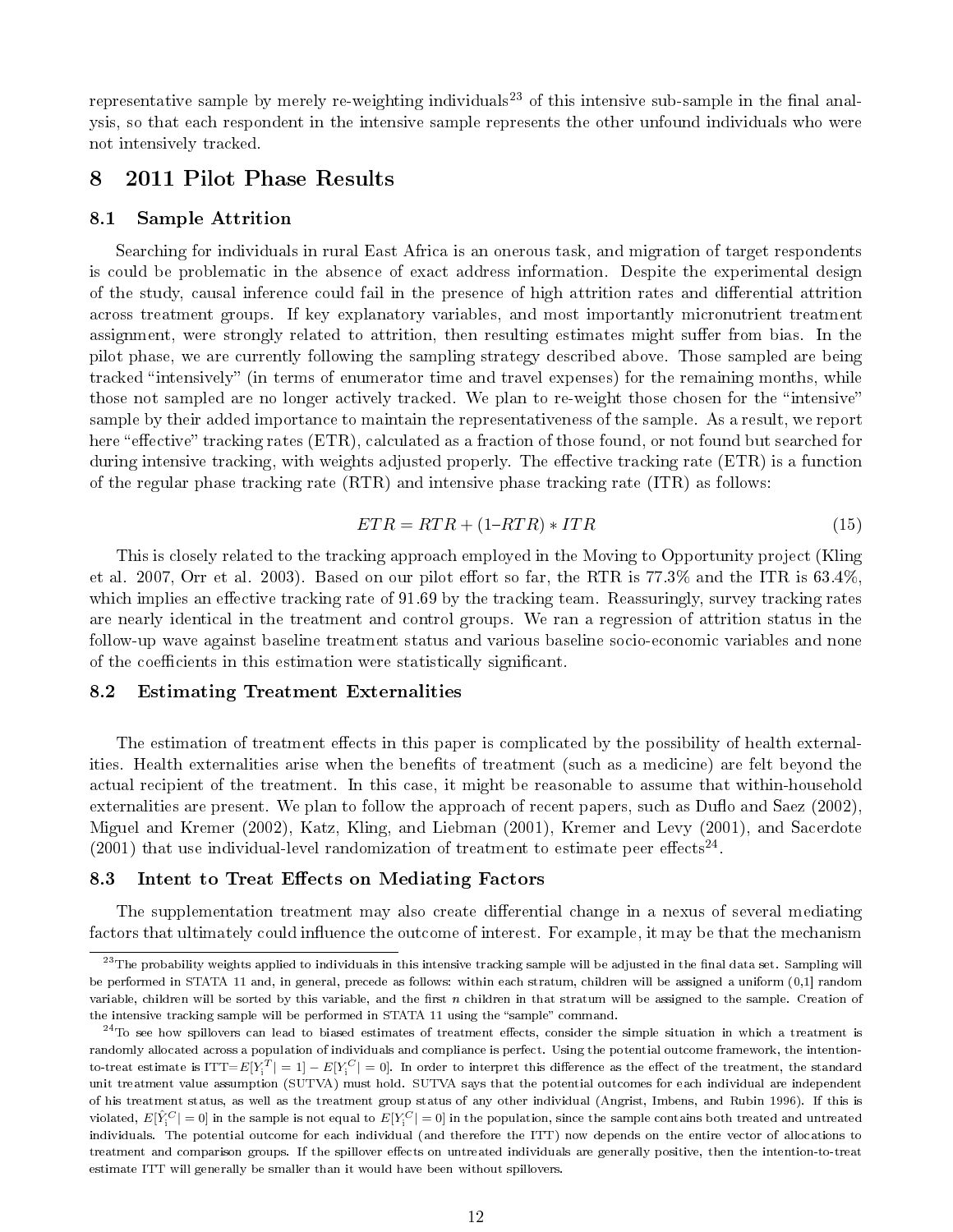representative sample by merely re-weighting individuals[23] of this intensive sub-sample in the final analysis, so that each respondent in the intensive sample represents the other unfound individuals who were not intensively tracked.

# 8 2011 Pilot Phase Results

## 8.1 Sample Attrition

Searching for individuals in rural East Africa is an onerous task, and migration of target respondents is could be problematic in the absence of exact address information. Despite the experimental design of the study, causal inference could fail in the presence of high attrition rates and differential attrition across treatment groups. If key explanatory variables, and most importantly micronutrient treatment assignment, were strongly related to attrition, then resulting estimates might suffer from bias. In the pilot phase, we are currently following the sampling strategy described above. Those sampled are being tracked "intensively" (in terms of enumerator time and travel expenses) for the remaining months, while those not sampled are no longer actively tracked. We plan to re-weight those chosen for the "intensive" sample by their added importance to maintain the representativeness of the sample. As a result, we report here "effective" tracking rates (ETR), calculated as a fraction of those found, or not found but searched for during intensive tracking, with weights adjusted properly. The effective tracking rate (ETR) is a function of the regular phase tracking rate (RTR) and intensive phase tracking rate (ITR) as follows:

$$ETR = RTR + (1 – RTR) * ITR \tag{15}$$

This is closely related to the tracking approach employed in the Moving to Opportunity project (Kling et al. 2007, Orr et al. 2003). Based on our pilot effort so far, the RTR is 77.3% and the ITR is 63.4%, which implies an effective tracking rate of 91.69 by the tracking team. Reassuringly, survey tracking rates are nearly identical in the treatment and control groups. We ran a regression of attrition status in the follow-up wave against baseline treatment status and various baseline socio-economic variables and none of the coefficients in this estimation were statistically significant.

## 8.2 Estimating Treatment Externalities

The estimation of treatment effects in this paper is complicated by the possibility of health externalities. Health externalities arise when the benefits of treatment (such as a medicine) are felt beyond the actual recipient of the treatment. In this case, it might be reasonable to assume that within-household externalities are present. We plan to follow the approach of recent papers, such as Duflo and Saez (2002), Miguel and Kremer (2002), Katz, Kling, and Liebman (2001), Kremer and Levy (2001), and Sacerdote (2001) that use individual-level randomization of treatment to estimate peer effects[24].

## 8.3 Intent to Treat Effects on Mediating Factors

The supplementation treatment may also create differential change in a nexus of several mediating factors that ultimately could influence the outcome of interest. For example, it may be that the mechanism

---

[23] The probability weights applied to individuals in this intensive tracking sample will be adjusted in the final data set. Sampling will be performed in STATA 11 and, in general, precede as follows: within each stratum, children will be assigned a uniform (0,1] random variable, children will be sorted by this variable, and the first $n$ children in that stratum will be assigned to the sample. Creation of the intensive tracking sample will be performed in STATA 11 using the "sample" command.

[24] To see how spillovers can lead to biased estimates of treatment effects, consider the simple situation in which a treatment is randomly allocated across a population of individuals and compliance is perfect. Using the potential outcome framework, the intention-to-treat estimate is ITT=$E[Y_i^T| = 1] - E[Y_i^C| = 0]$. In order to interpret this difference as the effect of the treatment, the standard unit treatment value assumption (SUTVA) must hold. SUTVA says that the potential outcomes for each individual are independent of his treatment status, as well as the treatment group status of any other individual (Angrist, Imbens, and Rubin 1996). If this is violated, $E[\hat{Y}_i^C| = 0]$ in the sample is not equal to $E[Y_i^C| = 0]$ in the population, since the sample contains both treated and untreated individuals. The potential outcome for each individual (and therefore the ITT) now depends on the entire vector of allocations to treatment and comparison groups. If the spillover effects on untreated individuals are generally positive, then the intention-to-treat estimate ITT will generally be smaller than it would have been without spillovers.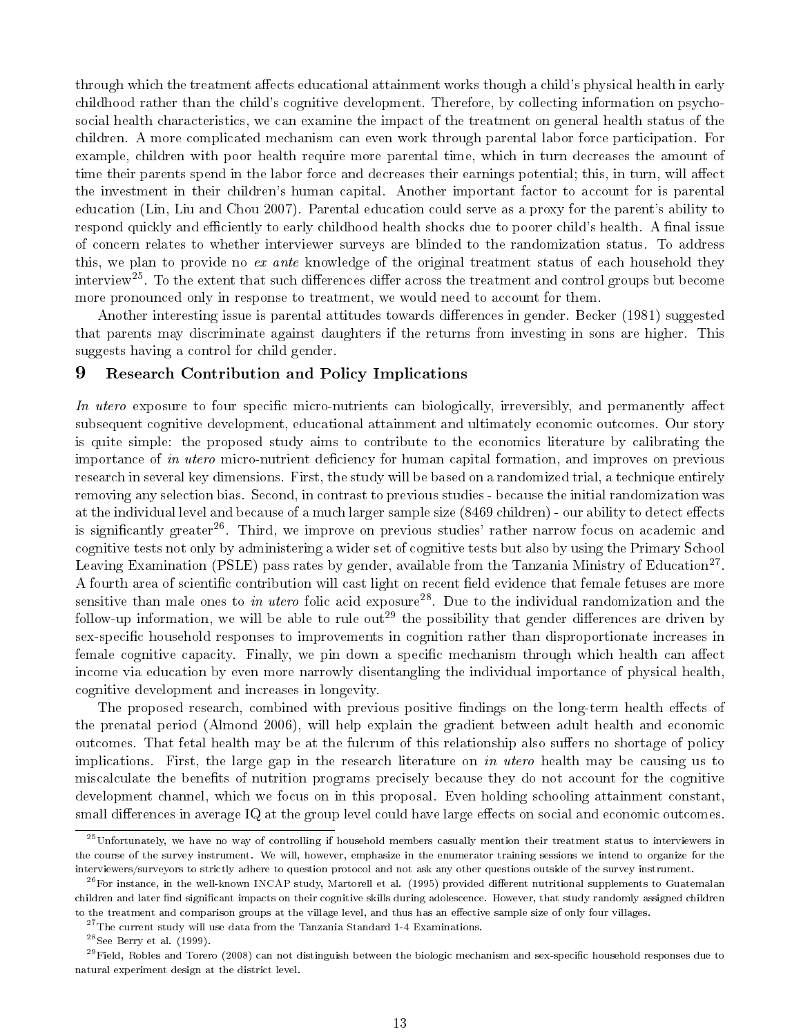through which the treatment affects educational attainment works though a child's physical health in early childhood rather than the child's cognitive development. Therefore, by collecting information on psycho-social health characteristics, we can examine the impact of the treatment on general health status of the children. A more complicated mechanism can even work through parental labor force participation. For example, children with poor health require more parental time, which in turn decreases the amount of time their parents spend in the labor force and decreases their earnings potential; this, in turn, will affect the investment in their children's human capital. Another important factor to account for is parental education (Lin, Liu and Chou 2007). Parental education could serve as a proxy for the parent's ability to respond quickly and efficiently to early childhood health shocks due to poorer child's health. A final issue of concern relates to whether interviewer surveys are blinded to the randomization status. To address this, we plan to provide no *ex ante* knowledge of the original treatment status of each household they interview[25]. To the extent that such differences differ across the treatment and control groups but become more pronounced only in response to treatment, we would need to account for them.

Another interesting issue is parental attitudes towards differences in gender. Becker (1981) suggested that parents may discriminate against daughters if the returns from investing in sons are higher. This suggests having a control for child gender.

## 9 Research Contribution and Policy Implications

*In utero* exposure to four specific micro-nutrients can biologically, irreversibly, and permanently affect subsequent cognitive development, educational attainment and ultimately economic outcomes. Our story is quite simple: the proposed study aims to contribute to the economics literature by calibrating the importance of *in utero* micro-nutrient deficiency for human capital formation, and improves on previous research in several key dimensions. First, the study will be based on a randomized trial, a technique entirely removing any selection bias. Second, in contrast to previous studies - because the initial randomization was at the individual level and because of a much larger sample size (8469 children) - our ability to detect effects is significantly greater[26]. Third, we improve on previous studies' rather narrow focus on academic and cognitive tests not only by administering a wider set of cognitive tests but also by using the Primary School Leaving Examination (PSLE) pass rates by gender, available from the Tanzania Ministry of Education[27]. A fourth area of scientific contribution will cast light on recent field evidence that female fetuses are more sensitive than male ones to *in utero* folic acid exposure[28]. Due to the individual randomization and the follow-up information, we will be able to rule out[29] the possibility that gender differences are driven by sex-specific household responses to improvements in cognition rather than disproportionate increases in female cognitive capacity. Finally, we pin down a specific mechanism through which health can affect income via education by even more narrowly disentangling the individual importance of physical health, cognitive development and increases in longevity.

The proposed research, combined with previous positive findings on the long-term health effects of the prenatal period (Almond 2006), will help explain the gradient between adult health and economic outcomes. That fetal health may be at the fulcrum of this relationship also suffers no shortage of policy implications. First, the large gap in the research literature on *in utero* health may be causing us to miscalculate the benefits of nutrition programs precisely because they do not account for the cognitive development channel, which we focus on in this proposal. Even holding schooling attainment constant, small differences in average IQ at the group level could have large effects on social and economic outcomes.

---

[25] Unfortunately, we have no way of controlling if household members casually mention their treatment status to interviewers in the course of the survey instrument. We will, however, emphasize in the enumerator training sessions we intend to organize for the interviewers/surveyors to strictly adhere to question protocol and not ask any other questions outside of the survey instrument.

[26] For instance, in the well-known INCAP study, Martorell et al. (1995) provided different nutritional supplements to Guatemalan children and later find significant impacts on their cognitive skills during adolescence. However, that study randomly assigned children to the treatment and comparison groups at the village level, and thus has an effective sample size of only four villages.

[27] The current study will use data from the Tanzania Standard 1-4 Examinations.

[28] See Berry et al. (1999).

[29] Field, Robles and Torero (2008) can not distinguish between the biologic mechanism and sex-specific household responses due to natural experiment design at the district level.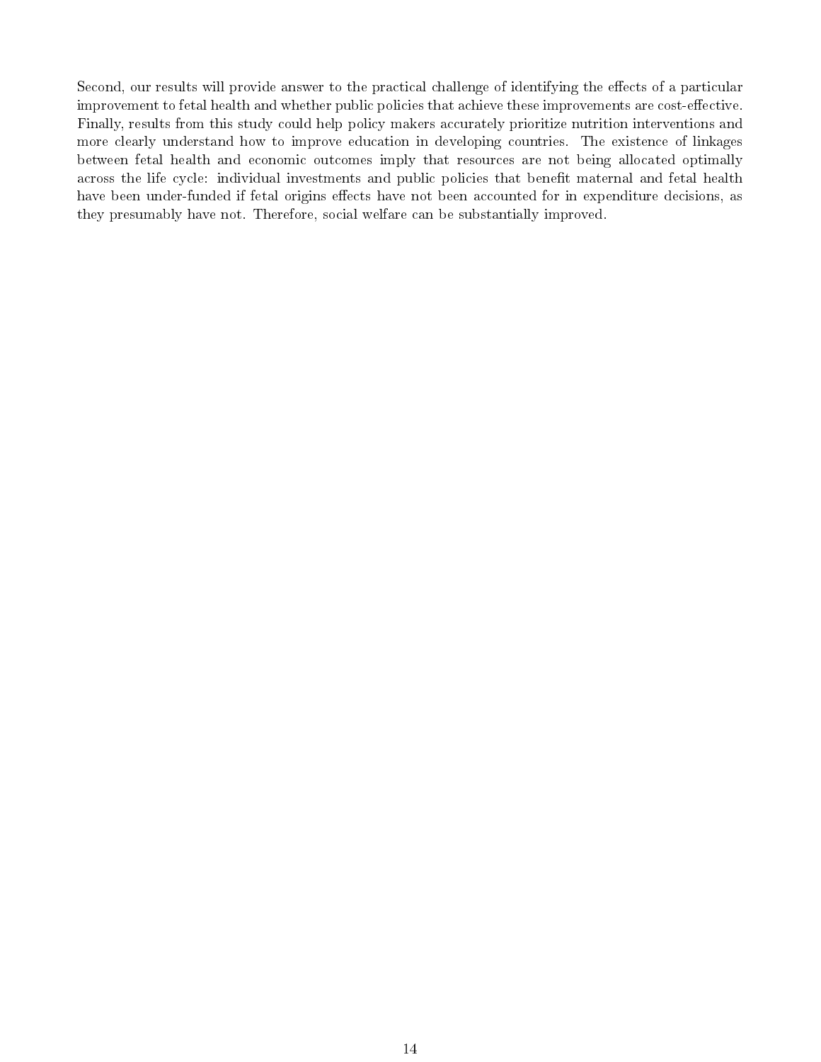Second, our results will provide answer to the practical challenge of identifying the effects of a particular improvement to fetal health and whether public policies that achieve these improvements are cost-effective. Finally, results from this study could help policy makers accurately prioritize nutrition interventions and more clearly understand how to improve education in developing countries. The existence of linkages between fetal health and economic outcomes imply that resources are not being allocated optimally across the life cycle: individual investments and public policies that benefit maternal and fetal health have been under-funded if fetal origins effects have not been accounted for in expenditure decisions, as they presumably have not. Therefore, social welfare can be substantially improved.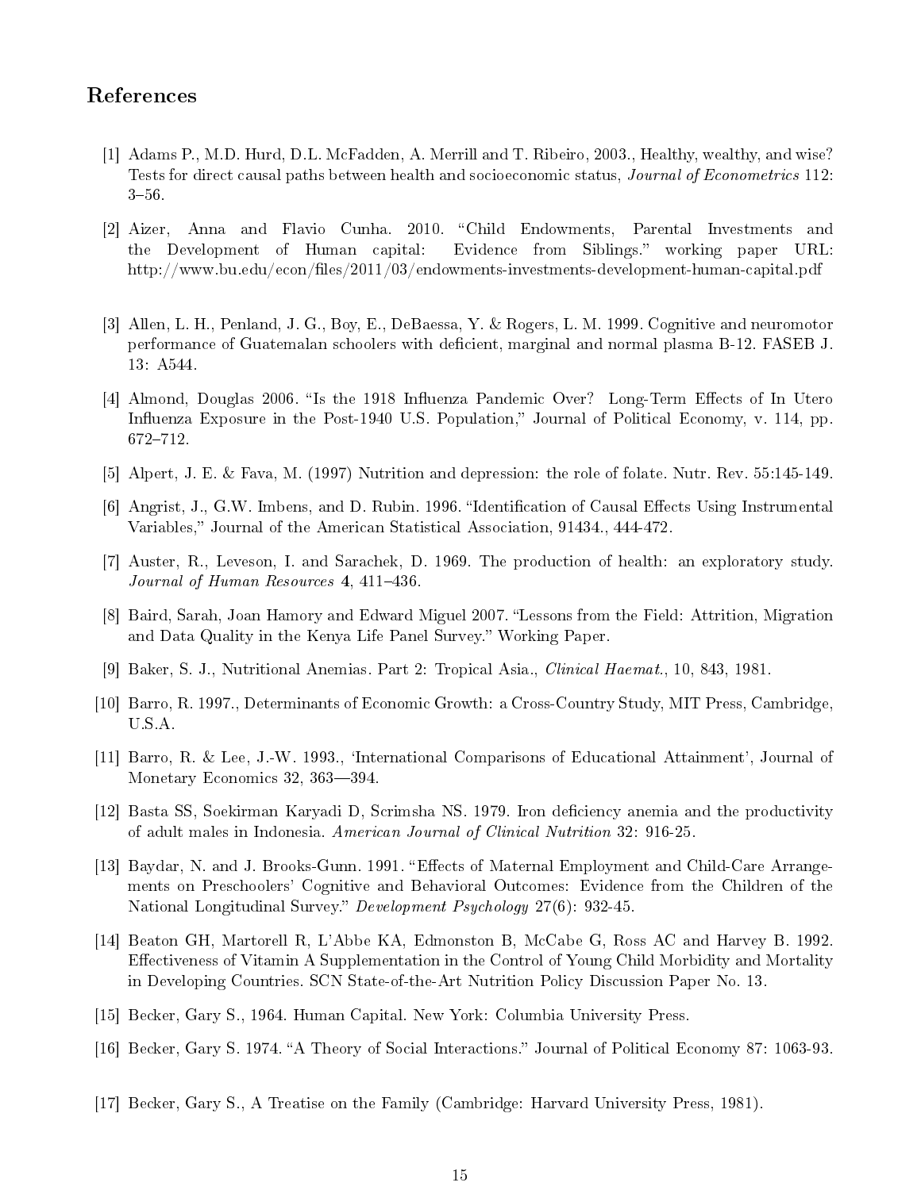## References

[1] Adams P., M.D. Hurd, D.L. McFadden, A. Merrill and T. Ribeiro, 2003., Healthy, wealthy, and wise? Tests for direct causal paths between health and socioeconomic status, *Journal of Econometrics* 112: 3–56.

[2] Aizer, Anna and Flavio Cunha. 2010. "Child Endowments, Parental Investments and the Development of Human capital: Evidence from Siblings." working paper URL: http://www.bu.edu/econ/files/2011/03/endowments-investments-development-human-capital.pdf

[3] Allen, L. H., Penland, J. G., Boy, E., DeBaessa, Y. & Rogers, L. M. 1999. Cognitive and neuromotor performance of Guatemalan schoolers with deficient, marginal and normal plasma B-12. FASEB J. 13: A544.

[4] Almond, Douglas 2006. "Is the 1918 Influenza Pandemic Over? Long-Term Effects of In Utero Influenza Exposure in the Post-1940 U.S. Population," Journal of Political Economy, v. 114, pp. 672–712.

[5] Alpert, J. E. & Fava, M. (1997) Nutrition and depression: the role of folate. Nutr. Rev. 55:145-149.

[6] Angrist, J., G.W. Imbens, and D. Rubin. 1996. "Identification of Causal Effects Using Instrumental Variables," Journal of the American Statistical Association, 91434., 444-472.

[7] Auster, R., Leveson, I. and Sarachek, D. 1969. The production of health: an exploratory study. *Journal of Human Resources* 4, 411–436.

[8] Baird, Sarah, Joan Hamory and Edward Miguel 2007. "Lessons from the Field: Attrition, Migration and Data Quality in the Kenya Life Panel Survey." Working Paper.

[9] Baker, S. J., Nutritional Anemias. Part 2: Tropical Asia., *Clinical Haemat.*, 10, 843, 1981.

[10] Barro, R. 1997., Determinants of Economic Growth: a Cross-Country Study, MIT Press, Cambridge, U.S.A.

[11] Barro, R. & Lee, J.-W. 1993., 'International Comparisons of Educational Attainment', Journal of Monetary Economics 32, 363—394.

[12] Basta SS, Soekirman Karyadi D, Scrimsha NS. 1979. Iron deficiency anemia and the productivity of adult males in Indonesia. *American Journal of Clinical Nutrition* 32: 916-25.

[13] Baydar, N. and J. Brooks-Gunn. 1991. "Effects of Maternal Employment and Child-Care Arrangements on Preschoolers' Cognitive and Behavioral Outcomes: Evidence from the Children of the National Longitudinal Survey." *Development Psychology* 27(6): 932-45.

[14] Beaton GH, Martorell R, L'Abbe KA, Edmonston B, McCabe G, Ross AC and Harvey B. 1992. Effectiveness of Vitamin A Supplementation in the Control of Young Child Morbidity and Mortality in Developing Countries. SCN State-of-the-Art Nutrition Policy Discussion Paper No. 13.

[15] Becker, Gary S., 1964. Human Capital. New York: Columbia University Press.

[16] Becker, Gary S. 1974. "A Theory of Social Interactions." Journal of Political Economy 87: 1063-93.

[17] Becker, Gary S., A Treatise on the Family (Cambridge: Harvard University Press, 1981).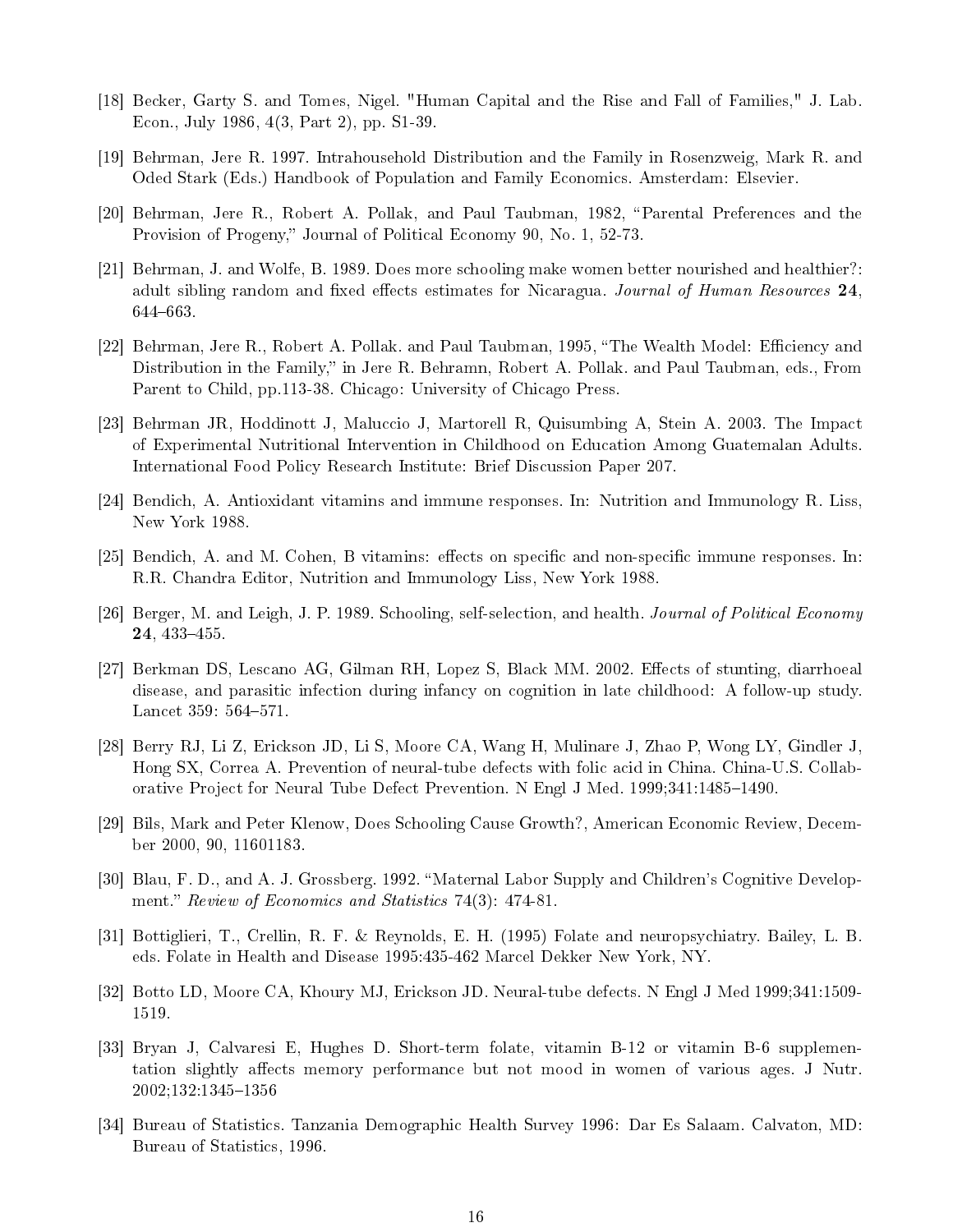[18] Becker, Garty S. and Tomes, Nigel. "Human Capital and the Rise and Fall of Families," J. Lab. Econ., July 1986, 4(3, Part 2), pp. S1-39.

[19] Behrman, Jere R. 1997. Intrahousehold Distribution and the Family in Rosenzweig, Mark R. and Oded Stark (Eds.) Handbook of Population and Family Economics. Amsterdam: Elsevier.

[20] Behrman, Jere R., Robert A. Pollak, and Paul Taubman, 1982, "Parental Preferences and the Provision of Progeny," Journal of Political Economy 90, No. 1, 52-73.

[21] Behrman, J. and Wolfe, B. 1989. Does more schooling make women better nourished and healthier?: adult sibling random and fixed effects estimates for Nicaragua. *Journal of Human Resources* **24**, 644–663.

[22] Behrman, Jere R., Robert A. Pollak. and Paul Taubman, 1995, "The Wealth Model: Efficiency and Distribution in the Family," in Jere R. Behramn, Robert A. Pollak. and Paul Taubman, eds., From Parent to Child, pp.113-38. Chicago: University of Chicago Press.

[23] Behrman JR, Hoddinott J, Maluccio J, Martorell R, Quisumbing A, Stein A. 2003. The Impact of Experimental Nutritional Intervention in Childhood on Education Among Guatemalan Adults. International Food Policy Research Institute: Brief Discussion Paper 207.

[24] Bendich, A. Antioxidant vitamins and immune responses. In: Nutrition and Immunology R. Liss, New York 1988.

[25] Bendich, A. and M. Cohen, B vitamins: effects on specific and non-specific immune responses. In: R.R. Chandra Editor, Nutrition and Immunology Liss, New York 1988.

[26] Berger, M. and Leigh, J. P. 1989. Schooling, self-selection, and health. *Journal of Political Economy* **24**, 433–455.

[27] Berkman DS, Lescano AG, Gilman RH, Lopez S, Black MM. 2002. Effects of stunting, diarrhoeal disease, and parasitic infection during infancy on cognition in late childhood: A follow-up study. Lancet 359: 564–571.

[28] Berry RJ, Li Z, Erickson JD, Li S, Moore CA, Wang H, Mulinare J, Zhao P, Wong LY, Gindler J, Hong SX, Correa A. Prevention of neural-tube defects with folic acid in China. China-U.S. Collaborative Project for Neural Tube Defect Prevention. N Engl J Med. 1999;341:1485–1490.

[29] Bils, Mark and Peter Klenow, Does Schooling Cause Growth?, American Economic Review, December 2000, 90, 11601183.

[30] Blau, F. D., and A. J. Grossberg. 1992. "Maternal Labor Supply and Children's Cognitive Development." *Review of Economics and Statistics* 74(3): 474-81.

[31] Bottiglieri, T., Crellin, R. F. & Reynolds, E. H. (1995) Folate and neuropsychiatry. Bailey, L. B. eds. Folate in Health and Disease 1995:435-462 Marcel Dekker New York, NY.

[32] Botto LD, Moore CA, Khoury MJ, Erickson JD. Neural-tube defects. N Engl J Med 1999;341:1509-1519.

[33] Bryan J, Calvaresi E, Hughes D. Short-term folate, vitamin B-12 or vitamin B-6 supplementation slightly affects memory performance but not mood in women of various ages. J Nutr. 2002;132:1345–1356

[34] Bureau of Statistics. Tanzania Demographic Health Survey 1996: Dar Es Salaam. Calvaton, MD: Bureau of Statistics, 1996.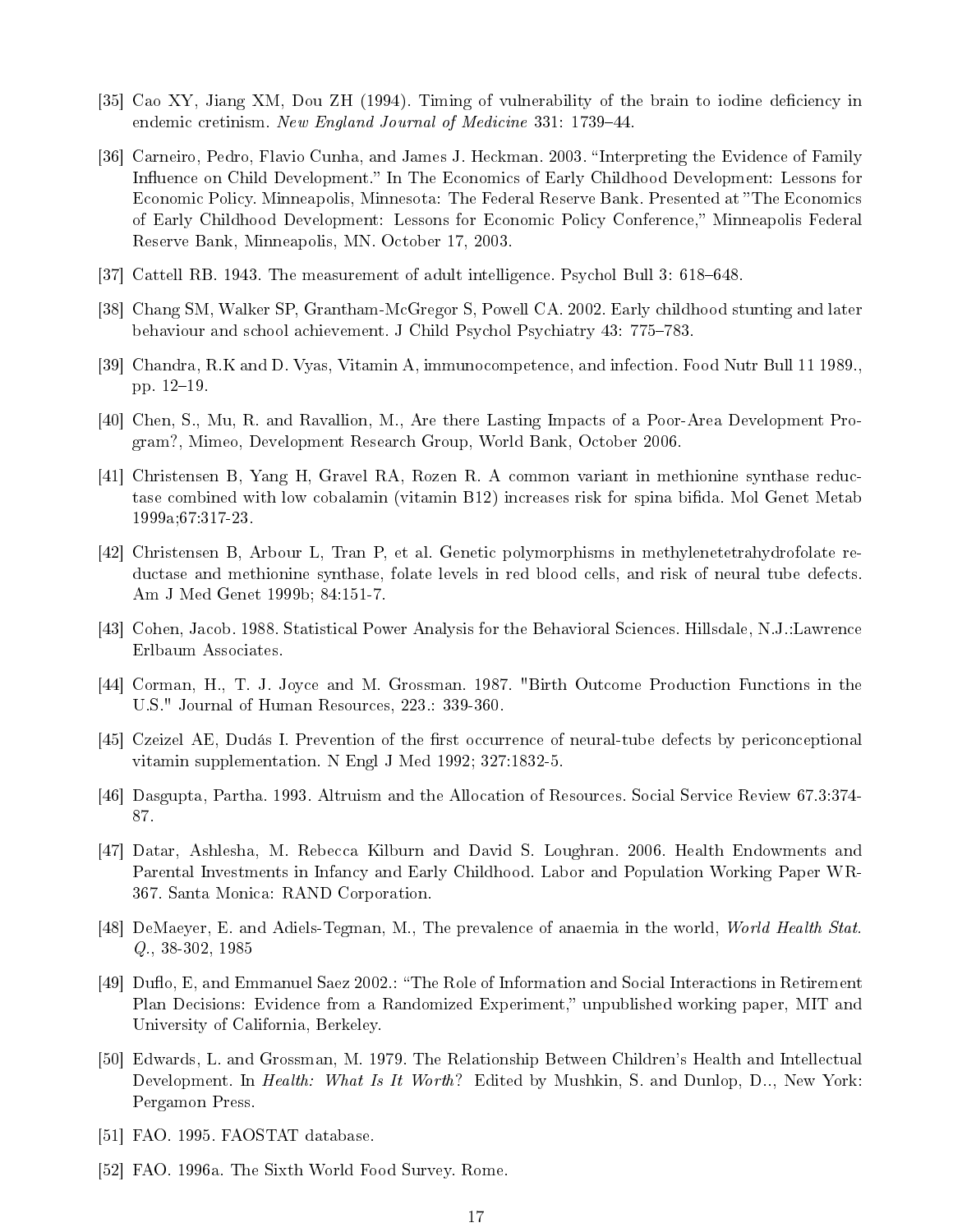[35] Cao XY, Jiang XM, Dou ZH (1994). Timing of vulnerability of the brain to iodine deficiency in endemic cretinism. *New England Journal of Medicine* 331: 1739–44.

[36] Carneiro, Pedro, Flavio Cunha, and James J. Heckman. 2003. "Interpreting the Evidence of Family Influence on Child Development." In The Economics of Early Childhood Development: Lessons for Economic Policy. Minneapolis, Minnesota: The Federal Reserve Bank. Presented at "The Economics of Early Childhood Development: Lessons for Economic Policy Conference," Minneapolis Federal Reserve Bank, Minneapolis, MN. October 17, 2003.

[37] Cattell RB. 1943. The measurement of adult intelligence. Psychol Bull 3: 618–648.

[38] Chang SM, Walker SP, Grantham-McGregor S, Powell CA. 2002. Early childhood stunting and later behaviour and school achievement. J Child Psychol Psychiatry 43: 775–783.

[39] Chandra, R.K and D. Vyas, Vitamin A, immunocompetence, and infection. Food Nutr Bull 11 1989., pp. 12–19.

[40] Chen, S., Mu, R. and Ravallion, M., Are there Lasting Impacts of a Poor-Area Development Program?, Mimeo, Development Research Group, World Bank, October 2006.

[41] Christensen B, Yang H, Gravel RA, Rozen R. A common variant in methionine synthase reductase combined with low cobalamin (vitamin B12) increases risk for spina bifida. Mol Genet Metab 1999a;67:317-23.

[42] Christensen B, Arbour L, Tran P, et al. Genetic polymorphisms in methylenetetrahydrofolate reductase and methionine synthase, folate levels in red blood cells, and risk of neural tube defects. Am J Med Genet 1999b; 84:151-7.

[43] Cohen, Jacob. 1988. Statistical Power Analysis for the Behavioral Sciences. Hillsdale, N.J.:Lawrence Erlbaum Associates.

[44] Corman, H., T. J. Joyce and M. Grossman. 1987. "Birth Outcome Production Functions in the U.S." Journal of Human Resources, 223.: 339-360.

[45] Czeizel AE, Dudás I. Prevention of the first occurrence of neural-tube defects by periconceptional vitamin supplementation. N Engl J Med 1992; 327:1832-5.

[46] Dasgupta, Partha. 1993. Altruism and the Allocation of Resources. Social Service Review 67.3:374-87.

[47] Datar, Ashlesha, M. Rebecca Kilburn and David S. Loughran. 2006. Health Endowments and Parental Investments in Infancy and Early Childhood. Labor and Population Working Paper WR-367. Santa Monica: RAND Corporation.

[48] DeMaeyer, E. and Adiels-Tegman, M., The prevalence of anaemia in the world, *World Health Stat. Q.*, 38-302, 1985

[49] Duflo, E, and Emmanuel Saez 2002.: "The Role of Information and Social Interactions in Retirement Plan Decisions: Evidence from a Randomized Experiment," unpublished working paper, MIT and University of California, Berkeley.

[50] Edwards, L. and Grossman, M. 1979. The Relationship Between Children's Health and Intellectual Development. In *Health: What Is It Worth*? Edited by Mushkin, S. and Dunlop, D.., New York: Pergamon Press.

[51] FAO. 1995. FAOSTAT database.

[52] FAO. 1996a. The Sixth World Food Survey. Rome.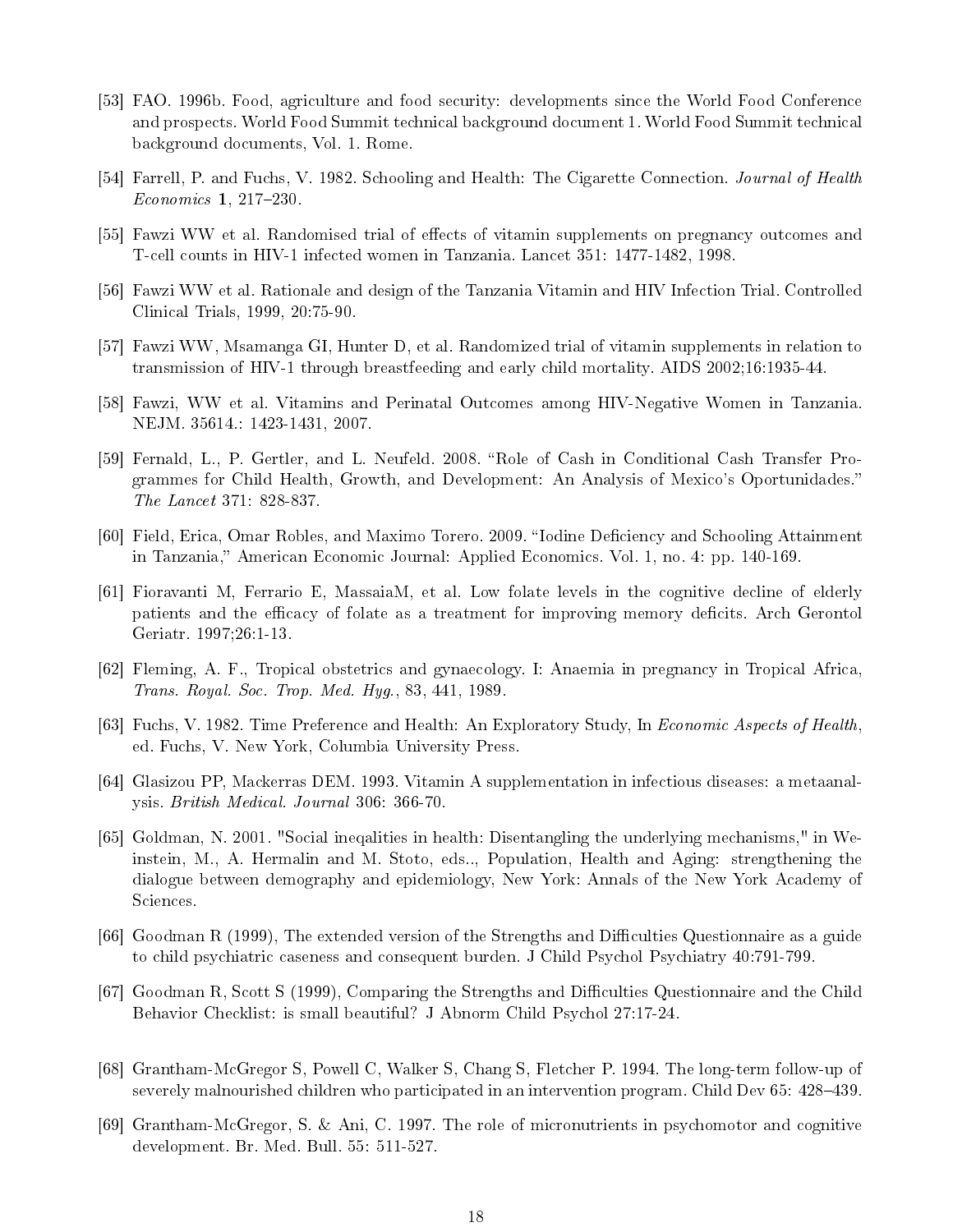[53] FAO. 1996b. Food, agriculture and food security: developments since the World Food Conference and prospects. World Food Summit technical background document 1. World Food Summit technical background documents, Vol. 1. Rome.

[54] Farrell, P. and Fuchs, V. 1982. Schooling and Health: The Cigarette Connection. *Journal of Health Economics* **1**, 217–230.

[55] Fawzi WW et al. Randomised trial of effects of vitamin supplements on pregnancy outcomes and T-cell counts in HIV-1 infected women in Tanzania. Lancet 351: 1477-1482, 1998.

[56] Fawzi WW et al. Rationale and design of the Tanzania Vitamin and HIV Infection Trial. Controlled Clinical Trials, 1999, 20:75-90.

[57] Fawzi WW, Msamanga GI, Hunter D, et al. Randomized trial of vitamin supplements in relation to transmission of HIV-1 through breastfeeding and early child mortality. AIDS 2002;16:1935-44.

[58] Fawzi, WW et al. Vitamins and Perinatal Outcomes among HIV-Negative Women in Tanzania. NEJM. 35614.: 1423-1431, 2007.

[59] Fernald, L., P. Gertler, and L. Neufeld. 2008. "Role of Cash in Conditional Cash Transfer Programmes for Child Health, Growth, and Development: An Analysis of Mexico's Oportunidades." *The Lancet* 371: 828-837.

[60] Field, Erica, Omar Robles, and Maximo Torero. 2009. "Iodine Deficiency and Schooling Attainment in Tanzania," American Economic Journal: Applied Economics. Vol. 1, no. 4: pp. 140-169.

[61] Fioravanti M, Ferrario E, MassaiaM, et al. Low folate levels in the cognitive decline of elderly patients and the efficacy of folate as a treatment for improving memory deficits. Arch Gerontol Geriatr. 1997;26:1-13.

[62] Fleming, A. F., Tropical obstetrics and gynaecology. I: Anaemia in pregnancy in Tropical Africa, *Trans. Royal. Soc. Trop. Med. Hyg.*, 83, 441, 1989.

[63] Fuchs, V. 1982. Time Preference and Health: An Exploratory Study, In *Economic Aspects of Health*, ed. Fuchs, V. New York, Columbia University Press.

[64] Glasizou PP, Mackerras DEM. 1993. Vitamin A supplementation in infectious diseases: a metaanalysis. *British Medical. Journal* 306: 366-70.

[65] Goldman, N. 2001. "Social ineqalities in health: Disentangling the underlying mechanisms," in Weinstein, M., A. Hermalin and M. Stoto, eds.., Population, Health and Aging: strengthening the dialogue between demography and epidemiology, New York: Annals of the New York Academy of Sciences.

[66] Goodman R (1999), The extended version of the Strengths and Difficulties Questionnaire as a guide to child psychiatric caseness and consequent burden. J Child Psychol Psychiatry 40:791-799.

[67] Goodman R, Scott S (1999), Comparing the Strengths and Difficulties Questionnaire and the Child Behavior Checklist: is small beautiful? J Abnorm Child Psychol 27:17-24.

[68] Grantham-McGregor S, Powell C, Walker S, Chang S, Fletcher P. 1994. The long-term follow-up of severely malnourished children who participated in an intervention program. Child Dev 65: 428–439.

[69] Grantham-McGregor, S. & Ani, C. 1997. The role of micronutrients in psychomotor and cognitive development. Br. Med. Bull. 55: 511-527.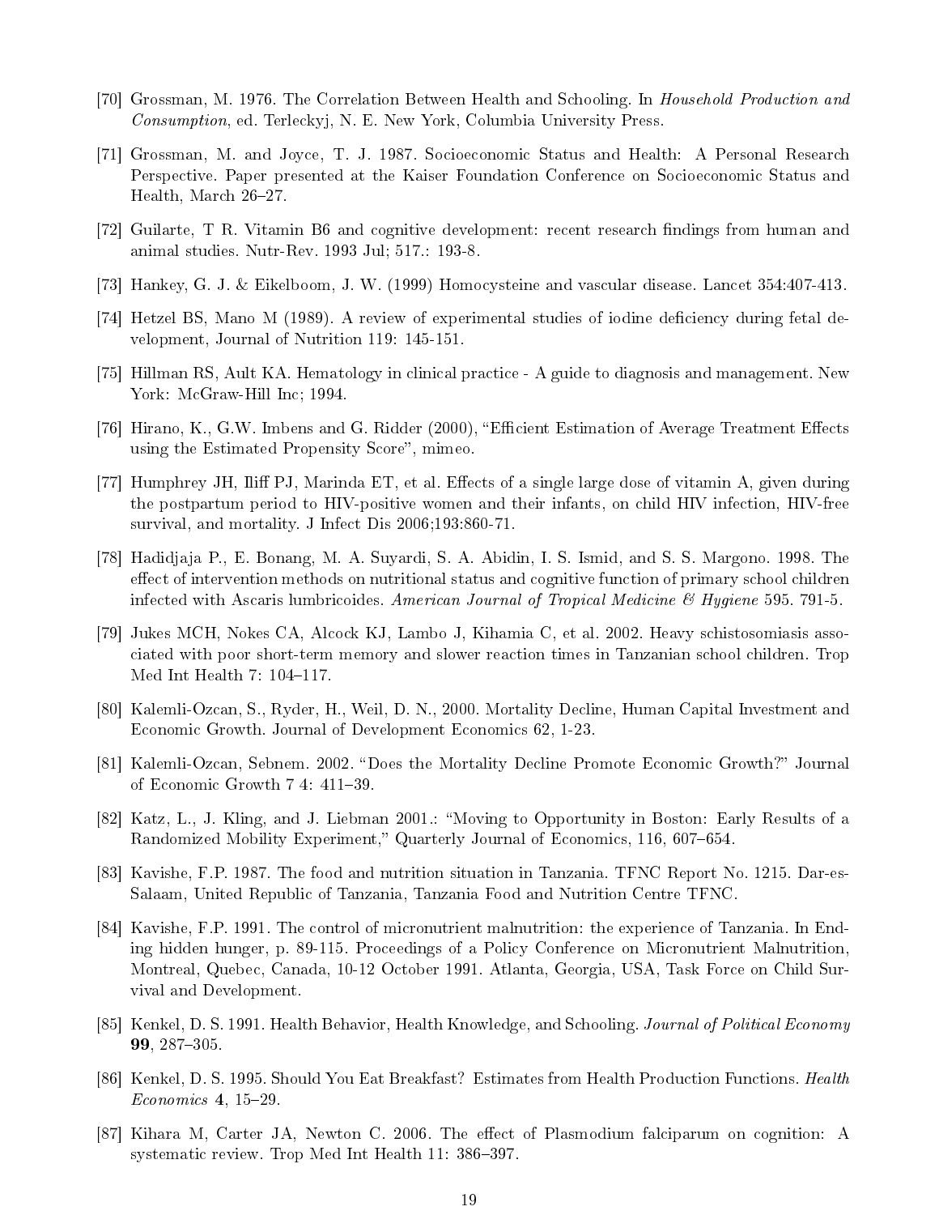[70] Grossman, M. 1976. The Correlation Between Health and Schooling. In *Household Production and Consumption*, ed. Terleckyj, N. E. New York, Columbia University Press.

[71] Grossman, M. and Joyce, T. J. 1987. Socioeconomic Status and Health: A Personal Research Perspective. Paper presented at the Kaiser Foundation Conference on Socioeconomic Status and Health, March 26–27.

[72] Guilarte, T R. Vitamin B6 and cognitive development: recent research findings from human and animal studies. Nutr-Rev. 1993 Jul; 517.: 193-8.

[73] Hankey, G. J. & Eikelboom, J. W. (1999) Homocysteine and vascular disease. Lancet 354:407-413.

[74] Hetzel BS, Mano M (1989). A review of experimental studies of iodine deficiency during fetal development, Journal of Nutrition 119: 145-151.

[75] Hillman RS, Ault KA. Hematology in clinical practice - A guide to diagnosis and management. New York: McGraw-Hill Inc; 1994.

[76] Hirano, K., G.W. Imbens and G. Ridder (2000), "Efficient Estimation of Average Treatment Effects using the Estimated Propensity Score", mimeo.

[77] Humphrey JH, Iliff PJ, Marinda ET, et al. Effects of a single large dose of vitamin A, given during the postpartum period to HIV-positive women and their infants, on child HIV infection, HIV-free survival, and mortality. J Infect Dis 2006;193:860-71.

[78] Hadidjaja P., E. Bonang, M. A. Suyardi, S. A. Abidin, I. S. Ismid, and S. S. Margono. 1998. The effect of intervention methods on nutritional status and cognitive function of primary school children infected with Ascaris lumbricoides. *American Journal of Tropical Medicine & Hygiene* 595. 791-5.

[79] Jukes MCH, Nokes CA, Alcock KJ, Lambo J, Kihamia C, et al. 2002. Heavy schistosomiasis associated with poor short-term memory and slower reaction times in Tanzanian school children. Trop Med Int Health 7: 104–117.

[80] Kalemli-Ozcan, S., Ryder, H., Weil, D. N., 2000. Mortality Decline, Human Capital Investment and Economic Growth. Journal of Development Economics 62, 1-23.

[81] Kalemli-Ozcan, Sebnem. 2002. "Does the Mortality Decline Promote Economic Growth?" Journal of Economic Growth 7 4: 411–39.

[82] Katz, L., J. Kling, and J. Liebman 2001.: "Moving to Opportunity in Boston: Early Results of a Randomized Mobility Experiment," Quarterly Journal of Economics, 116, 607–654.

[83] Kavishe, F.P. 1987. The food and nutrition situation in Tanzania. TFNC Report No. 1215. Dar-es-Salaam, United Republic of Tanzania, Tanzania Food and Nutrition Centre TFNC.

[84] Kavishe, F.P. 1991. The control of micronutrient malnutrition: the experience of Tanzania. In Ending hidden hunger, p. 89-115. Proceedings of a Policy Conference on Micronutrient Malnutrition, Montreal, Quebec, Canada, 10-12 October 1991. Atlanta, Georgia, USA, Task Force on Child Survival and Development.

[85] Kenkel, D. S. 1991. Health Behavior, Health Knowledge, and Schooling. *Journal of Political Economy* **99**, 287–305.

[86] Kenkel, D. S. 1995. Should You Eat Breakfast? Estimates from Health Production Functions. *Health Economics* **4**, 15–29.

[87] Kihara M, Carter JA, Newton C. 2006. The effect of Plasmodium falciparum on cognition: A systematic review. Trop Med Int Health 11: 386–397.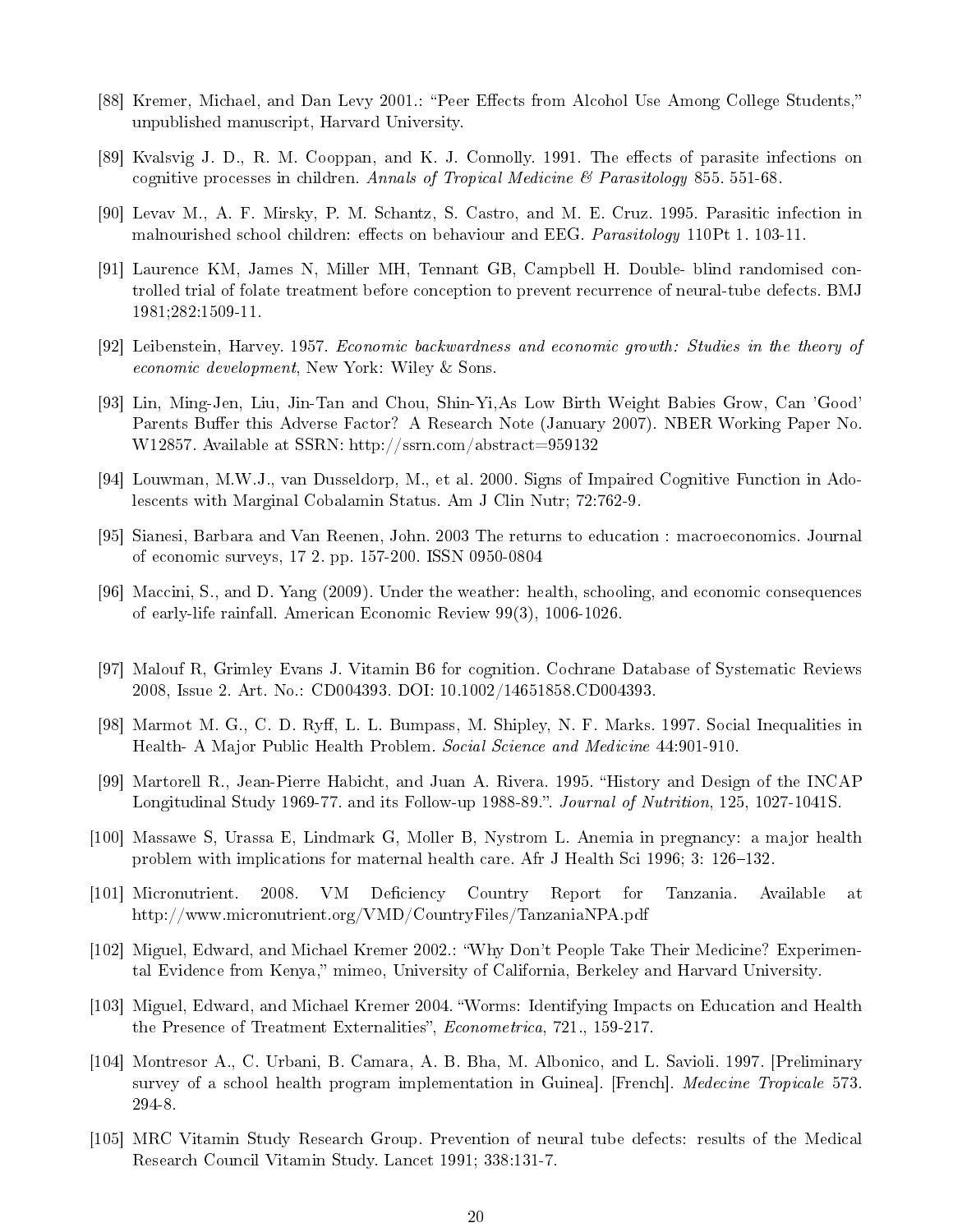[88] Kremer, Michael, and Dan Levy 2001.: "Peer Effects from Alcohol Use Among College Students," unpublished manuscript, Harvard University.

[89] Kvalsvig J. D., R. M. Cooppan, and K. J. Connolly. 1991. The effects of parasite infections on cognitive processes in children. *Annals of Tropical Medicine & Parasitology* 855. 551-68.

[90] Levav M., A. F. Mirsky, P. M. Schantz, S. Castro, and M. E. Cruz. 1995. Parasitic infection in malnourished school children: effects on behaviour and EEG. *Parasitology* 110Pt 1. 103-11.

[91] Laurence KM, James N, Miller MH, Tennant GB, Campbell H. Double- blind randomised controlled trial of folate treatment before conception to prevent recurrence of neural-tube defects. BMJ 1981;282:1509-11.

[92] Leibenstein, Harvey. 1957. *Economic backwardness and economic growth: Studies in the theory of economic development*, New York: Wiley & Sons.

[93] Lin, Ming-Jen, Liu, Jin-Tan and Chou, Shin-Yi,As Low Birth Weight Babies Grow, Can 'Good' Parents Buffer this Adverse Factor? A Research Note (January 2007). NBER Working Paper No. W12857. Available at SSRN: http://ssrn.com/abstract=959132

[94] Louwman, M.W.J., van Dusseldorp, M., et al. 2000. Signs of Impaired Cognitive Function in Adolescents with Marginal Cobalamin Status. Am J Clin Nutr; 72:762-9.

[95] Sianesi, Barbara and Van Reenen, John. 2003 The returns to education : macroeconomics. Journal of economic surveys, 17 2. pp. 157-200. ISSN 0950-0804

[96] Maccini, S., and D. Yang (2009). Under the weather: health, schooling, and economic consequences of early-life rainfall. American Economic Review 99(3), 1006-1026.

[97] Malouf R, Grimley Evans J. Vitamin B6 for cognition. Cochrane Database of Systematic Reviews 2008, Issue 2. Art. No.: CD004393. DOI: 10.1002/14651858.CD004393.

[98] Marmot M. G., C. D. Ryff, L. L. Bumpass, M. Shipley, N. F. Marks. 1997. Social Inequalities in Health- A Major Public Health Problem. *Social Science and Medicine* 44:901-910.

[99] Martorell R., Jean-Pierre Habicht, and Juan A. Rivera. 1995. "History and Design of the INCAP Longitudinal Study 1969-77. and its Follow-up 1988-89.". *Journal of Nutrition*, 125, 1027-1041S.

[100] Massawe S, Urassa E, Lindmark G, Moller B, Nystrom L. Anemia in pregnancy: a major health problem with implications for maternal health care. Afr J Health Sci 1996; 3: 126–132.

[101] Micronutrient. 2008. VM Deficiency Country Report for Tanzania. Available at http://www.micronutrient.org/VMD/CountryFiles/TanzaniaNPA.pdf

[102] Miguel, Edward, and Michael Kremer 2002.: "Why Don't People Take Their Medicine? Experimental Evidence from Kenya," mimeo, University of California, Berkeley and Harvard University.

[103] Miguel, Edward, and Michael Kremer 2004. "Worms: Identifying Impacts on Education and Health the Presence of Treatment Externalities", *Econometrica*, 721., 159-217.

[104] Montresor A., C. Urbani, B. Camara, A. B. Bha, M. Albonico, and L. Savioli. 1997. [Preliminary survey of a school health program implementation in Guinea]. [French]. *Medecine Tropicale* 573. 294-8.

[105] MRC Vitamin Study Research Group. Prevention of neural tube defects: results of the Medical Research Council Vitamin Study. Lancet 1991; 338:131-7.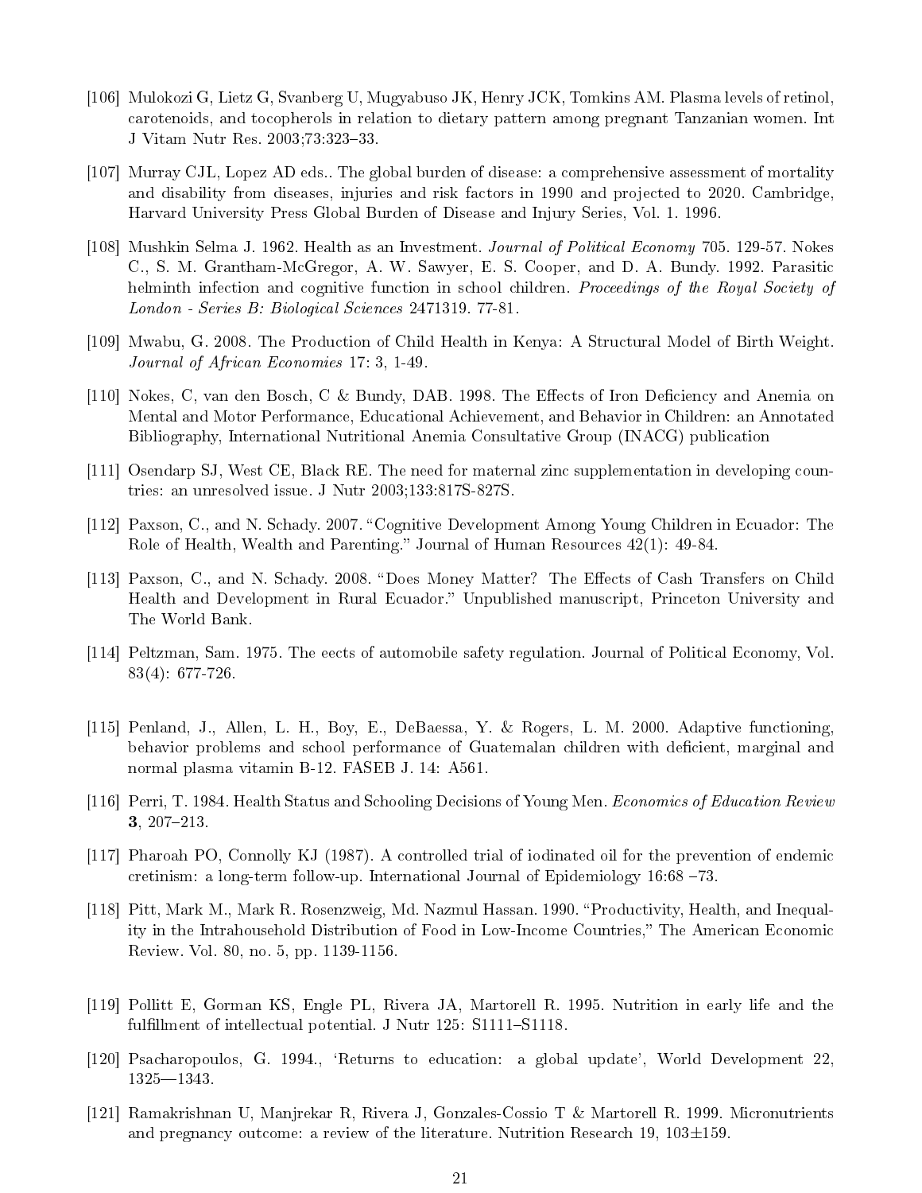[106] Mulokozi G, Lietz G, Svanberg U, Mugyabuso JK, Henry JCK, Tomkins AM. Plasma levels of retinol, carotenoids, and tocopherols in relation to dietary pattern among pregnant Tanzanian women. Int J Vitam Nutr Res. 2003;73:323–33.

[107] Murray CJL, Lopez AD eds.. The global burden of disease: a comprehensive assessment of mortality and disability from diseases, injuries and risk factors in 1990 and projected to 2020. Cambridge, Harvard University Press Global Burden of Disease and Injury Series, Vol. 1. 1996.

[108] Mushkin Selma J. 1962. Health as an Investment. *Journal of Political Economy* 705. 129-57. Nokes C., S. M. Grantham-McGregor, A. W. Sawyer, E. S. Cooper, and D. A. Bundy. 1992. Parasitic helminth infection and cognitive function in school children. *Proceedings of the Royal Society of London - Series B: Biological Sciences* 2471319. 77-81.

[109] Mwabu, G. 2008. The Production of Child Health in Kenya: A Structural Model of Birth Weight. *Journal of African Economies* 17: 3, 1-49.

[110] Nokes, C, van den Bosch, C & Bundy, DAB. 1998. The Effects of Iron Deficiency and Anemia on Mental and Motor Performance, Educational Achievement, and Behavior in Children: an Annotated Bibliography, International Nutritional Anemia Consultative Group (INACG) publication

[111] Osendarp SJ, West CE, Black RE. The need for maternal zinc supplementation in developing countries: an unresolved issue. J Nutr 2003;133:817S-827S.

[112] Paxson, C., and N. Schady. 2007. "Cognitive Development Among Young Children in Ecuador: The Role of Health, Wealth and Parenting." Journal of Human Resources 42(1): 49-84.

[113] Paxson, C., and N. Schady. 2008. "Does Money Matter? The Effects of Cash Transfers on Child Health and Development in Rural Ecuador." Unpublished manuscript, Princeton University and The World Bank.

[114] Peltzman, Sam. 1975. The eects of automobile safety regulation. Journal of Political Economy, Vol. 83(4): 677-726.

[115] Penland, J., Allen, L. H., Boy, E., DeBaessa, Y. & Rogers, L. M. 2000. Adaptive functioning, behavior problems and school performance of Guatemalan children with deficient, marginal and normal plasma vitamin B-12. FASEB J. 14: A561.

[116] Perri, T. 1984. Health Status and Schooling Decisions of Young Men. *Economics of Education Review* **3**, 207–213.

[117] Pharoah PO, Connolly KJ (1987). A controlled trial of iodinated oil for the prevention of endemic cretinism: a long-term follow-up. International Journal of Epidemiology 16:68 –73.

[118] Pitt, Mark M., Mark R. Rosenzweig, Md. Nazmul Hassan. 1990. "Productivity, Health, and Inequality in the Intrahousehold Distribution of Food in Low-Income Countries," The American Economic Review. Vol. 80, no. 5, pp. 1139-1156.

[119] Pollitt E, Gorman KS, Engle PL, Rivera JA, Martorell R. 1995. Nutrition in early life and the fulfillment of intellectual potential. J Nutr 125: S1111–S1118.

[120] Psacharopoulos, G. 1994., 'Returns to education: a global update', World Development 22, 1325—1343.

[121] Ramakrishnan U, Manjrekar R, Rivera J, Gonzales-Cossio T & Martorell R. 1999. Micronutrients and pregnancy outcome: a review of the literature. Nutrition Research 19, 103±159.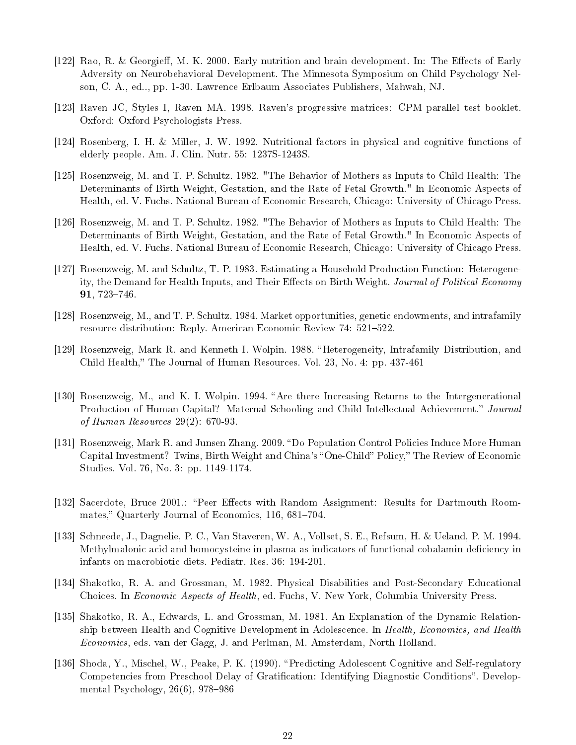[122] Rao, R. & Georgieff, M. K. 2000. Early nutrition and brain development. In: The Effects of Early Adversity on Neurobehavioral Development. The Minnesota Symposium on Child Psychology Nelson, C. A., ed.., pp. 1-30. Lawrence Erlbaum Associates Publishers, Mahwah, NJ.

[123] Raven JC, Styles I, Raven MA. 1998. Raven's progressive matrices: CPM parallel test booklet. Oxford: Oxford Psychologists Press.

[124] Rosenberg, I. H. & Miller, J. W. 1992. Nutritional factors in physical and cognitive functions of elderly people. Am. J. Clin. Nutr. 55: 1237S-1243S.

[125] Rosenzweig, M. and T. P. Schultz. 1982. "The Behavior of Mothers as Inputs to Child Health: The Determinants of Birth Weight, Gestation, and the Rate of Fetal Growth." In Economic Aspects of Health, ed. V. Fuchs. National Bureau of Economic Research, Chicago: University of Chicago Press.

[126] Rosenzweig, M. and T. P. Schultz. 1982. "The Behavior of Mothers as Inputs to Child Health: The Determinants of Birth Weight, Gestation, and the Rate of Fetal Growth." In Economic Aspects of Health, ed. V. Fuchs. National Bureau of Economic Research, Chicago: University of Chicago Press.

[127] Rosenzweig, M. and Schultz, T. P. 1983. Estimating a Household Production Function: Heterogeneity, the Demand for Health Inputs, and Their Effects on Birth Weight. *Journal of Political Economy* **91**, 723–746.

[128] Rosenzweig, M., and T. P. Schultz. 1984. Market opportunities, genetic endowments, and intrafamily resource distribution: Reply. American Economic Review 74: 521–522.

[129] Rosenzweig, Mark R. and Kenneth I. Wolpin. 1988. "Heterogeneity, Intrafamily Distribution, and Child Health," The Journal of Human Resources. Vol. 23, No. 4: pp. 437-461

[130] Rosenzweig, M., and K. I. Wolpin. 1994. "Are there Increasing Returns to the Intergenerational Production of Human Capital? Maternal Schooling and Child Intellectual Achievement." *Journal of Human Resources* 29(2): 670-93.

[131] Rosenzweig, Mark R. and Junsen Zhang. 2009. "Do Population Control Policies Induce More Human Capital Investment? Twins, Birth Weight and China's "One-Child" Policy," The Review of Economic Studies. Vol. 76, No. 3: pp. 1149-1174.

[132] Sacerdote, Bruce 2001.: "Peer Effects with Random Assignment: Results for Dartmouth Roommates," Quarterly Journal of Economics, 116, 681–704.

[133] Schneede, J., Dagnelie, P. C., Van Staveren, W. A., Vollset, S. E., Refsum, H. & Ueland, P. M. 1994. Methylmalonic acid and homocysteine in plasma as indicators of functional cobalamin deficiency in infants on macrobiotic diets. Pediatr. Res. 36: 194-201.

[134] Shakotko, R. A. and Grossman, M. 1982. Physical Disabilities and Post-Secondary Educational Choices. In *Economic Aspects of Health*, ed. Fuchs, V. New York, Columbia University Press.

[135] Shakotko, R. A., Edwards, L. and Grossman, M. 1981. An Explanation of the Dynamic Relationship between Health and Cognitive Development in Adolescence. In *Health, Economics, and Health Economics*, eds. van der Gagg, J. and Perlman, M. Amsterdam, North Holland.

[136] Shoda, Y., Mischel, W., Peake, P. K. (1990). "Predicting Adolescent Cognitive and Self-regulatory Competencies from Preschool Delay of Gratification: Identifying Diagnostic Conditions". Developmental Psychology, 26(6), 978–986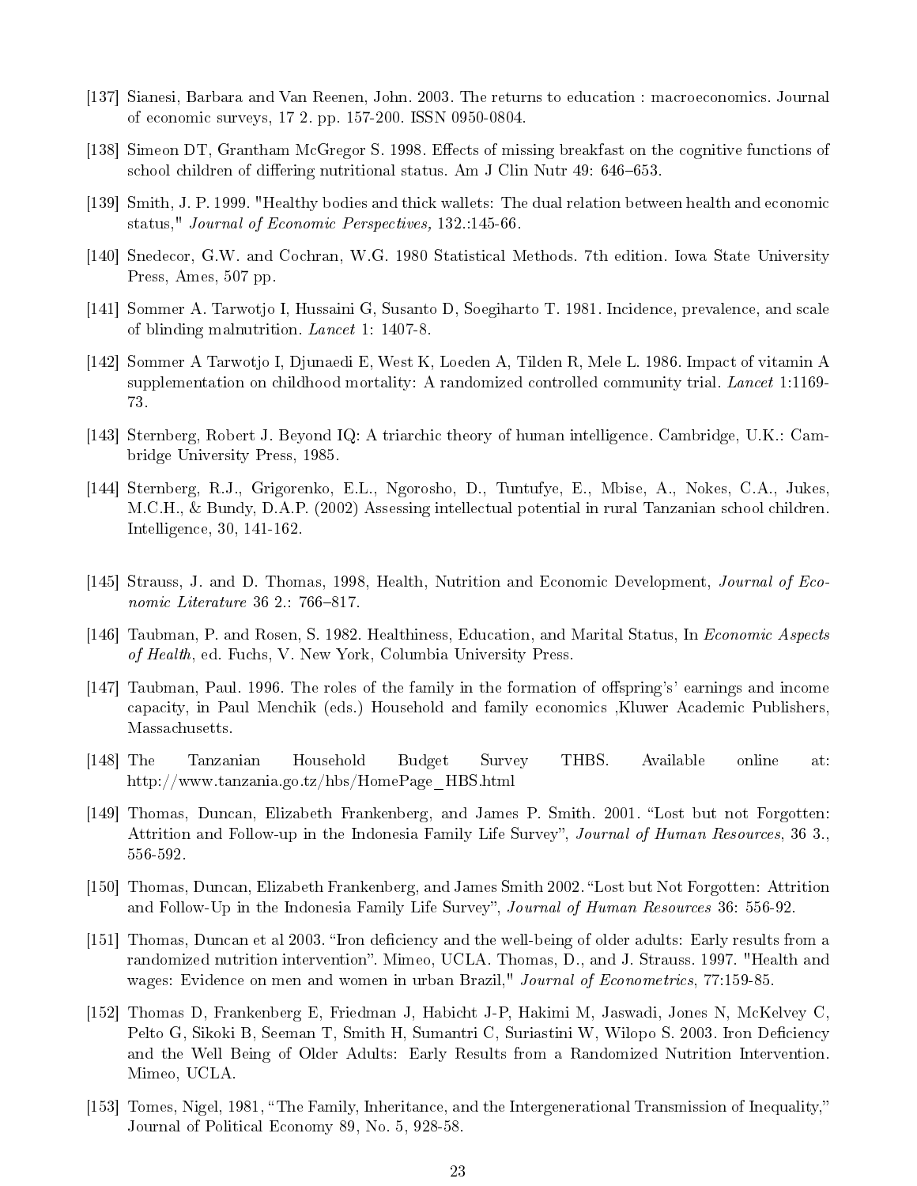[137] Sianesi, Barbara and Van Reenen, John. 2003. The returns to education : macroeconomics. Journal of economic surveys, 17 2. pp. 157-200. ISSN 0950-0804.

[138] Simeon DT, Grantham McGregor S. 1998. Effects of missing breakfast on the cognitive functions of school children of differing nutritional status. Am J Clin Nutr 49: 646–653.

[139] Smith, J. P. 1999. "Healthy bodies and thick wallets: The dual relation between health and economic status," *Journal of Economic Perspectives,* 132.:145-66.

[140] Snedecor, G.W. and Cochran, W.G. 1980 Statistical Methods. 7th edition. Iowa State University Press, Ames, 507 pp.

[141] Sommer A. Tarwotjo I, Hussaini G, Susanto D, Soegiharto T. 1981. Incidence, prevalence, and scale of blinding malnutrition. *Lancet* 1: 1407-8.

[142] Sommer A Tarwotjo I, Djunaedi E, West K, Loeden A, Tilden R, Mele L. 1986. Impact of vitamin A supplementation on childhood mortality: A randomized controlled community trial. *Lancet* 1:1169-73.

[143] Sternberg, Robert J. Beyond IQ: A triarchic theory of human intelligence. Cambridge, U.K.: Cambridge University Press, 1985.

[144] Sternberg, R.J., Grigorenko, E.L., Ngorosho, D., Tuntufye, E., Mbise, A., Nokes, C.A., Jukes, M.C.H., & Bundy, D.A.P. (2002) Assessing intellectual potential in rural Tanzanian school children. Intelligence, 30, 141-162.

[145] Strauss, J. and D. Thomas, 1998, Health, Nutrition and Economic Development, *Journal of Economic Literature* 36 2.: 766–817.

[146] Taubman, P. and Rosen, S. 1982. Healthiness, Education, and Marital Status, In *Economic Aspects of Health*, ed. Fuchs, V. New York, Columbia University Press.

[147] Taubman, Paul. 1996. The roles of the family in the formation of offspring's' earnings and income capacity, in Paul Menchik (eds.) Household and family economics ,Kluwer Academic Publishers, Massachusetts.

[148] The Tanzanian Household Budget Survey THBS. Available online at: http://www.tanzania.go.tz/hbs/HomePage_HBS.html

[149] Thomas, Duncan, Elizabeth Frankenberg, and James P. Smith. 2001. "Lost but not Forgotten: Attrition and Follow-up in the Indonesia Family Life Survey", *Journal of Human Resources*, 36 3., 556-592.

[150] Thomas, Duncan, Elizabeth Frankenberg, and James Smith 2002. "Lost but Not Forgotten: Attrition and Follow-Up in the Indonesia Family Life Survey", *Journal of Human Resources* 36: 556-92.

[151] Thomas, Duncan et al 2003. "Iron deficiency and the well-being of older adults: Early results from a randomized nutrition intervention". Mimeo, UCLA. Thomas, D., and J. Strauss. 1997. "Health and wages: Evidence on men and women in urban Brazil," *Journal of Econometrics*, 77:159-85.

[152] Thomas D, Frankenberg E, Friedman J, Habicht J-P, Hakimi M, Jaswadi, Jones N, McKelvey C, Pelto G, Sikoki B, Seeman T, Smith H, Sumantri C, Suriastini W, Wilopo S. 2003. Iron Deficiency and the Well Being of Older Adults: Early Results from a Randomized Nutrition Intervention. Mimeo, UCLA.

[153] Tomes, Nigel, 1981, "The Family, Inheritance, and the Intergenerational Transmission of Inequality," Journal of Political Economy 89, No. 5, 928-58.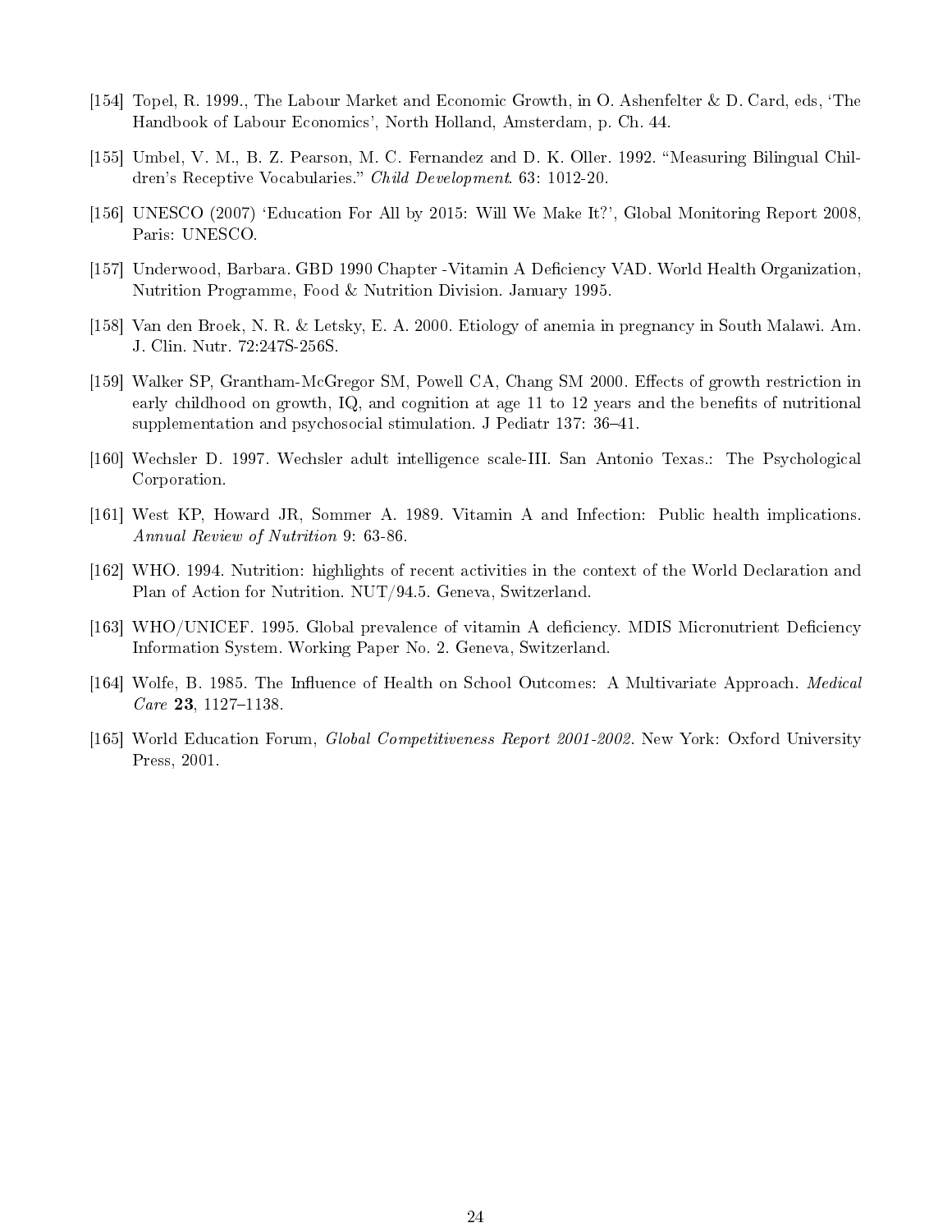[154] Topel, R. 1999., The Labour Market and Economic Growth, in O. Ashenfelter & D. Card, eds, 'The Handbook of Labour Economics', North Holland, Amsterdam, p. Ch. 44.

[155] Umbel, V. M., B. Z. Pearson, M. C. Fernandez and D. K. Oller. 1992. "Measuring Bilingual Children's Receptive Vocabularies." *Child Development*. 63: 1012-20.

[156] UNESCO (2007) 'Education For All by 2015: Will We Make It?', Global Monitoring Report 2008, Paris: UNESCO.

[157] Underwood, Barbara. GBD 1990 Chapter -Vitamin A Deficiency VAD. World Health Organization, Nutrition Programme, Food & Nutrition Division. January 1995.

[158] Van den Broek, N. R. & Letsky, E. A. 2000. Etiology of anemia in pregnancy in South Malawi. Am. J. Clin. Nutr. 72:247S-256S.

[159] Walker SP, Grantham-McGregor SM, Powell CA, Chang SM 2000. Effects of growth restriction in early childhood on growth, IQ, and cognition at age 11 to 12 years and the benefits of nutritional supplementation and psychosocial stimulation. J Pediatr 137: 36–41.

[160] Wechsler D. 1997. Wechsler adult intelligence scale-III. San Antonio Texas.: The Psychological Corporation.

[161] West KP, Howard JR, Sommer A. 1989. Vitamin A and Infection: Public health implications. *Annual Review of Nutrition* 9: 63-86.

[162] WHO. 1994. Nutrition: highlights of recent activities in the context of the World Declaration and Plan of Action for Nutrition. NUT/94.5. Geneva, Switzerland.

[163] WHO/UNICEF. 1995. Global prevalence of vitamin A deficiency. MDIS Micronutrient Deficiency Information System. Working Paper No. 2. Geneva, Switzerland.

[164] Wolfe, B. 1985. The Influence of Health on School Outcomes: A Multivariate Approach. *Medical Care* **23**, 1127–1138.

[165] World Education Forum, *Global Competitiveness Report 2001-2002*. New York: Oxford University Press, 2001.